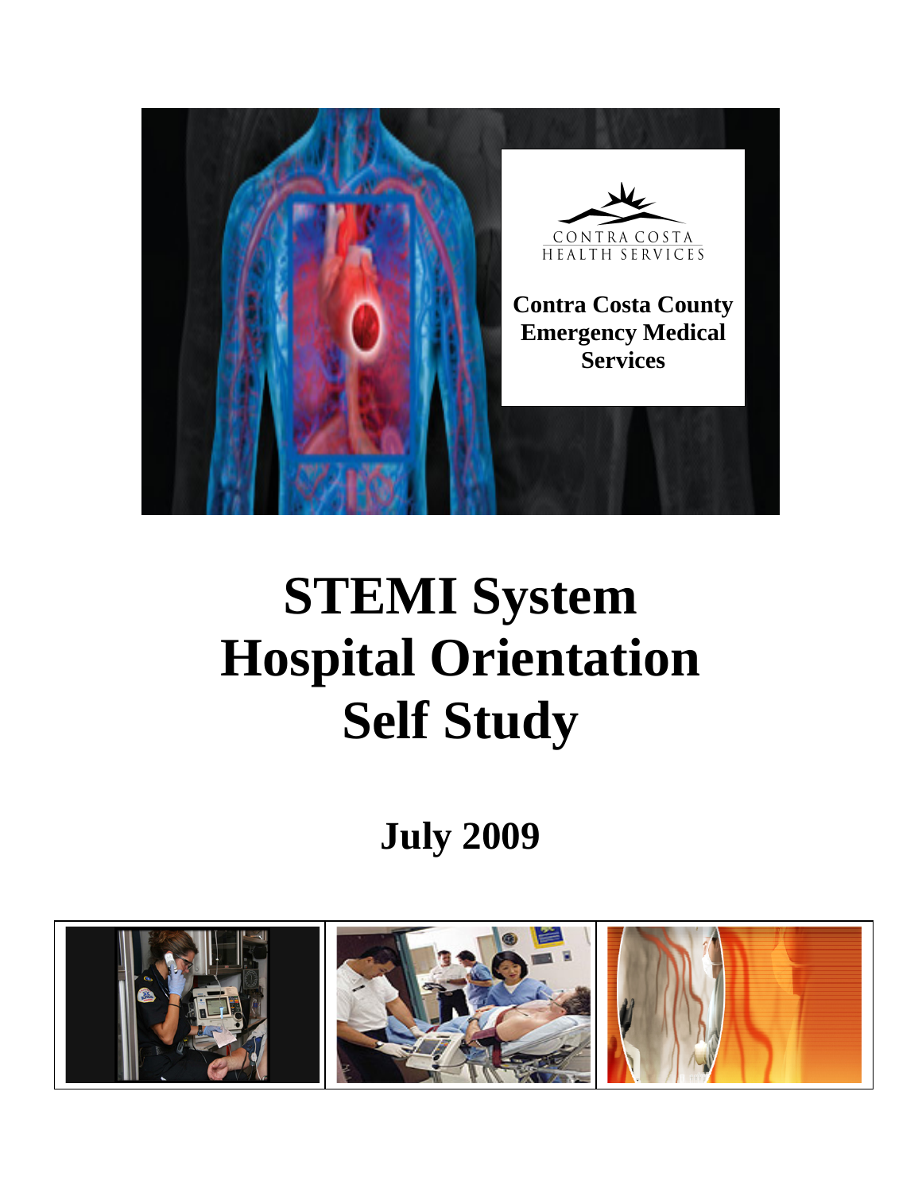CONTRA COSTA
HEALTH SERVICES

**Contra Costa County Emergency Medical Services**

# STEMI System Hospital Orientation Self Study

## July 2009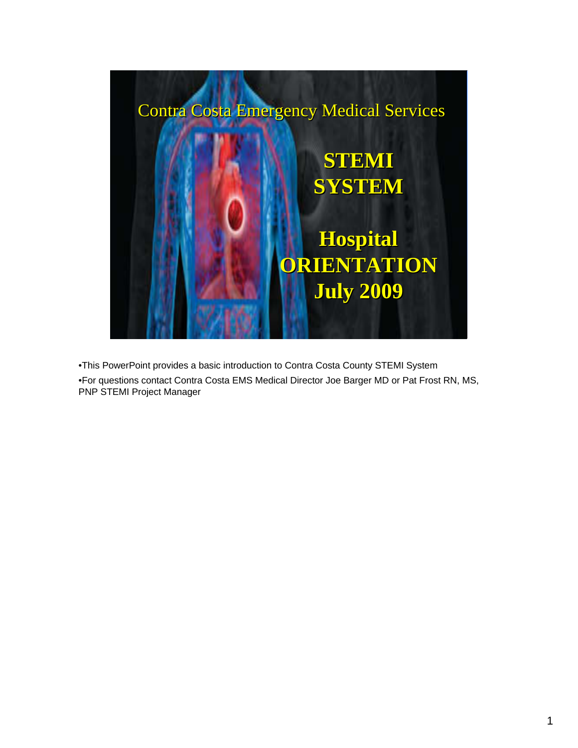# Contra Costa Emergency Medical Services

## STEMI SYSTEM

## Hospital ORIENTATION July 2009

- This PowerPoint provides a basic introduction to Contra Costa County STEMI System
- For questions contact Contra Costa EMS Medical Director Joe Barger MD or Pat Frost RN, MS, PNP STEMI Project Manager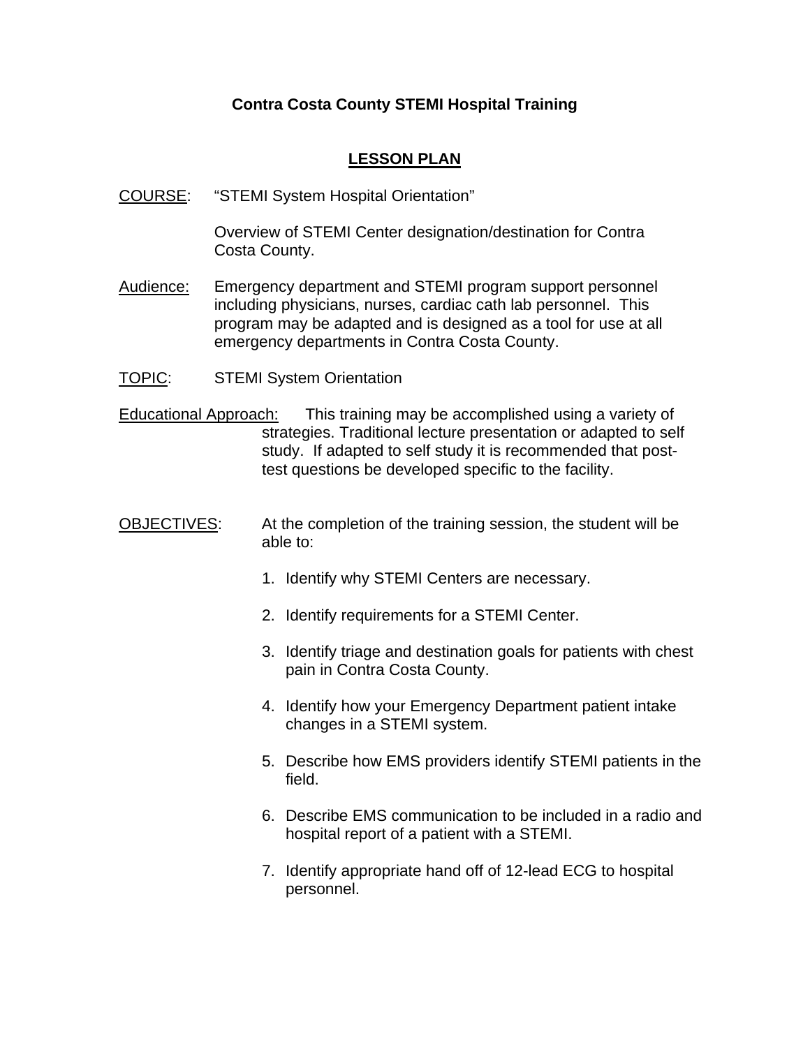**Contra Costa County STEMI Hospital Training**

**LESSON PLAN**

COURSE: "STEMI System Hospital Orientation"

Overview of STEMI Center designation/destination for Contra Costa County.

Audience: Emergency department and STEMI program support personnel including physicians, nurses, cardiac cath lab personnel. This program may be adapted and is designed as a tool for use at all emergency departments in Contra Costa County.

TOPIC: STEMI System Orientation

Educational Approach: This training may be accomplished using a variety of strategies. Traditional lecture presentation or adapted to self study. If adapted to self study it is recommended that post-test questions be developed specific to the facility.

OBJECTIVES: At the completion of the training session, the student will be able to:

1. Identify why STEMI Centers are necessary.
2. Identify requirements for a STEMI Center.
3. Identify triage and destination goals for patients with chest pain in Contra Costa County.
4. Identify how your Emergency Department patient intake changes in a STEMI system.
5. Describe how EMS providers identify STEMI patients in the field.
6. Describe EMS communication to be included in a radio and hospital report of a patient with a STEMI.
7. Identify appropriate hand off of 12-lead ECG to hospital personnel.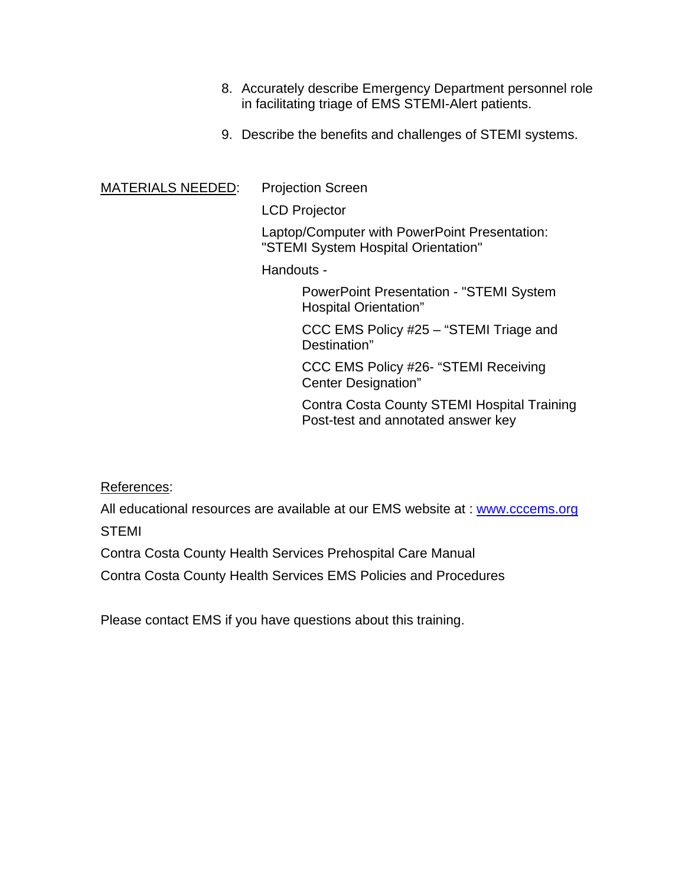8. Accurately describe Emergency Department personnel role in facilitating triage of EMS STEMI-Alert patients.

9. Describe the benefits and challenges of STEMI systems.

<u>MATERIALS NEEDED</u>:

Projection Screen

LCD Projector

Laptop/Computer with PowerPoint Presentation: "STEMI System Hospital Orientation"

Handouts -

- PowerPoint Presentation - "STEMI System Hospital Orientation"
- CCC EMS Policy #25 – "STEMI Triage and Destination"
- CCC EMS Policy #26- "STEMI Receiving Center Designation"
- Contra Costa County STEMI Hospital Training Post-test and annotated answer key

<u>References</u>:

All educational resources are available at our EMS website at : [www.cccems.org](http://www.cccems.org)

STEMI

Contra Costa County Health Services Prehospital Care Manual

Contra Costa County Health Services EMS Policies and Procedures

Please contact EMS if you have questions about this training.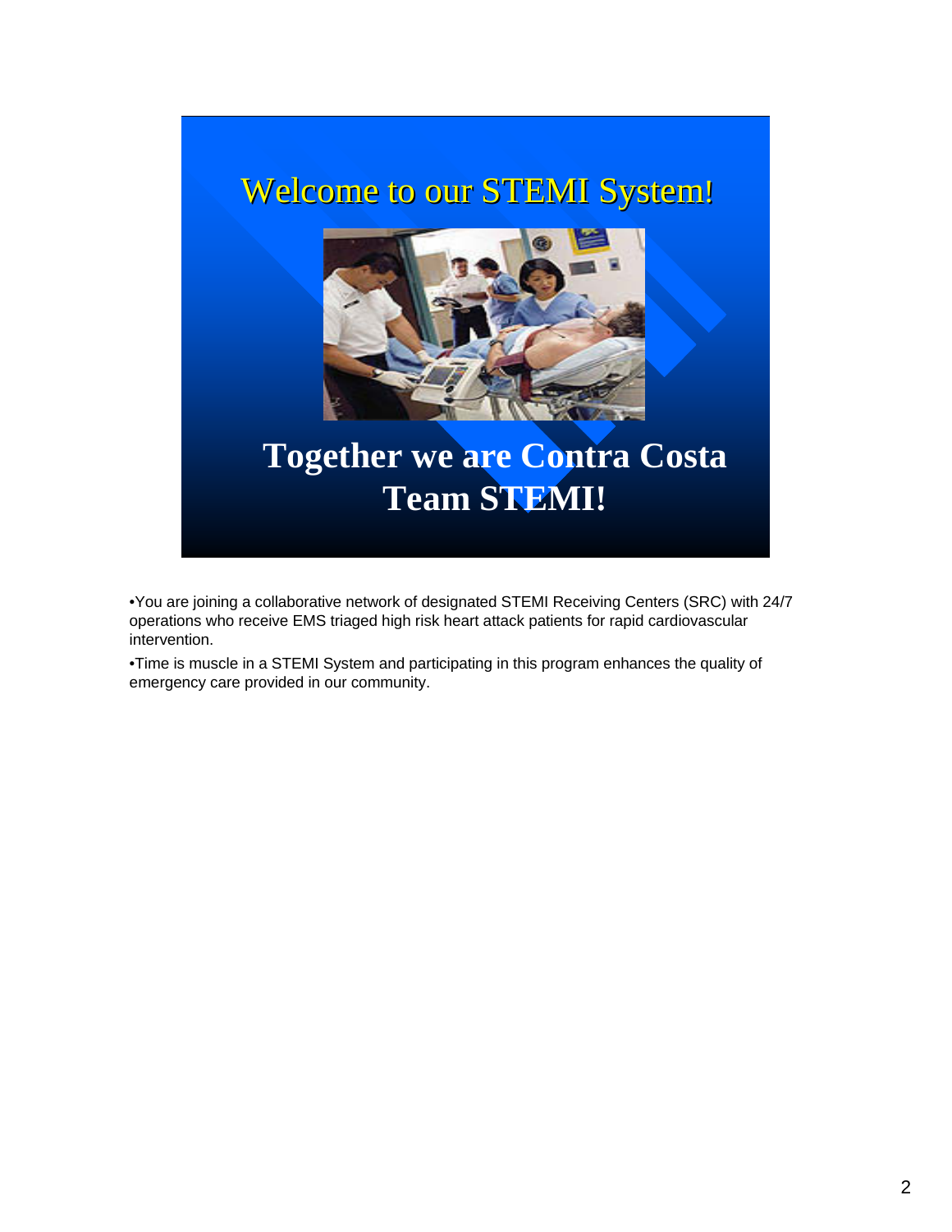# Welcome to our STEMI System!

**Together we are Contra Costa Team STEMI!**

- You are joining a collaborative network of designated STEMI Receiving Centers (SRC) with 24/7 operations who receive EMS triaged high risk heart attack patients for rapid cardiovascular intervention.
- Time is muscle in a STEMI System and participating in this program enhances the quality of emergency care provided in our community.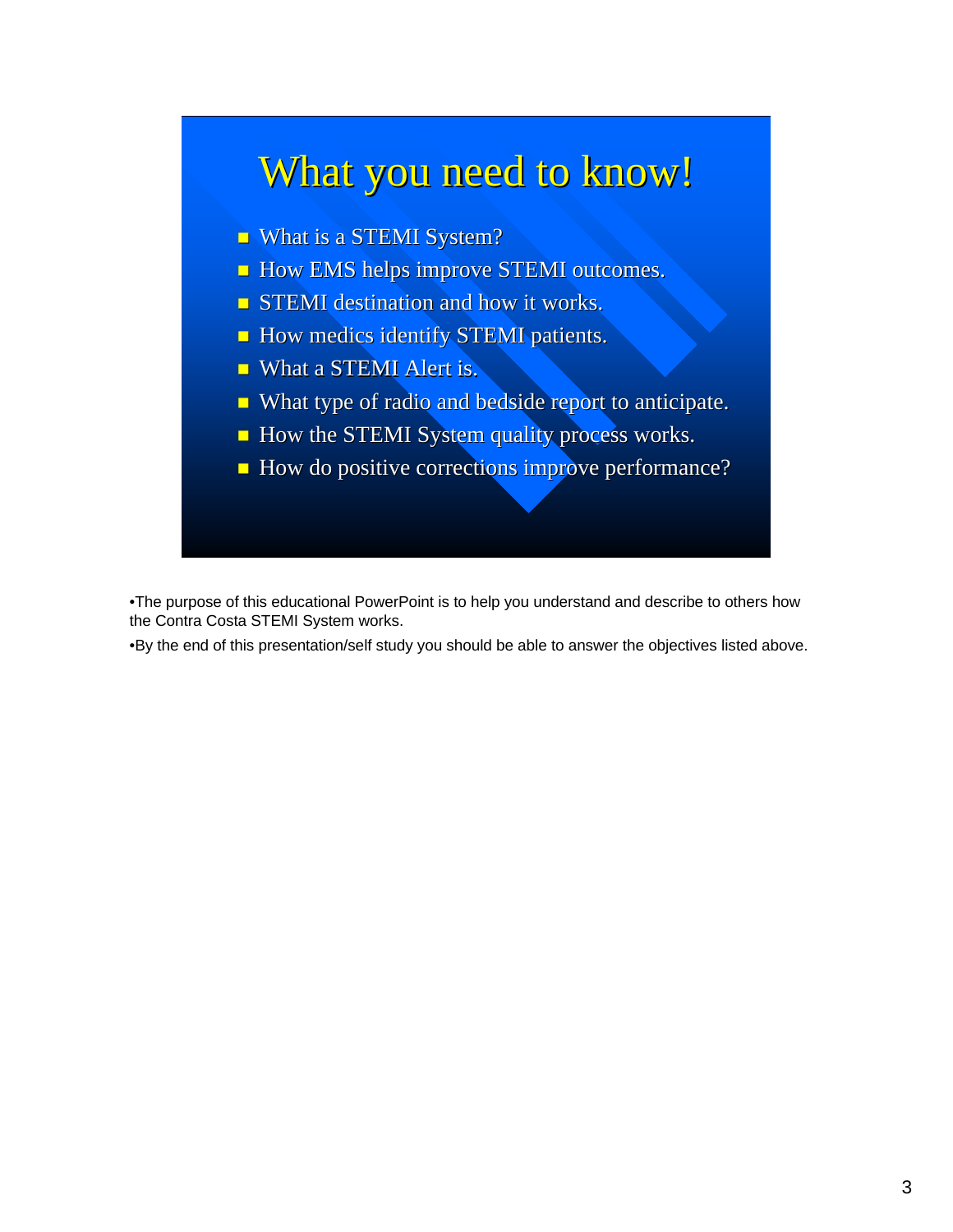# What you need to know!

- What is a STEMI System?
- How EMS helps improve STEMI outcomes.
- STEMI destination and how it works.
- How medics identify STEMI patients.
- What a STEMI Alert is.
- What type of radio and bedside report to anticipate.
- How the STEMI System quality process works.
- How do positive corrections improve performance?

•The purpose of this educational PowerPoint is to help you understand and describe to others how the Contra Costa STEMI System works.

•By the end of this presentation/self study you should be able to answer the objectives listed above.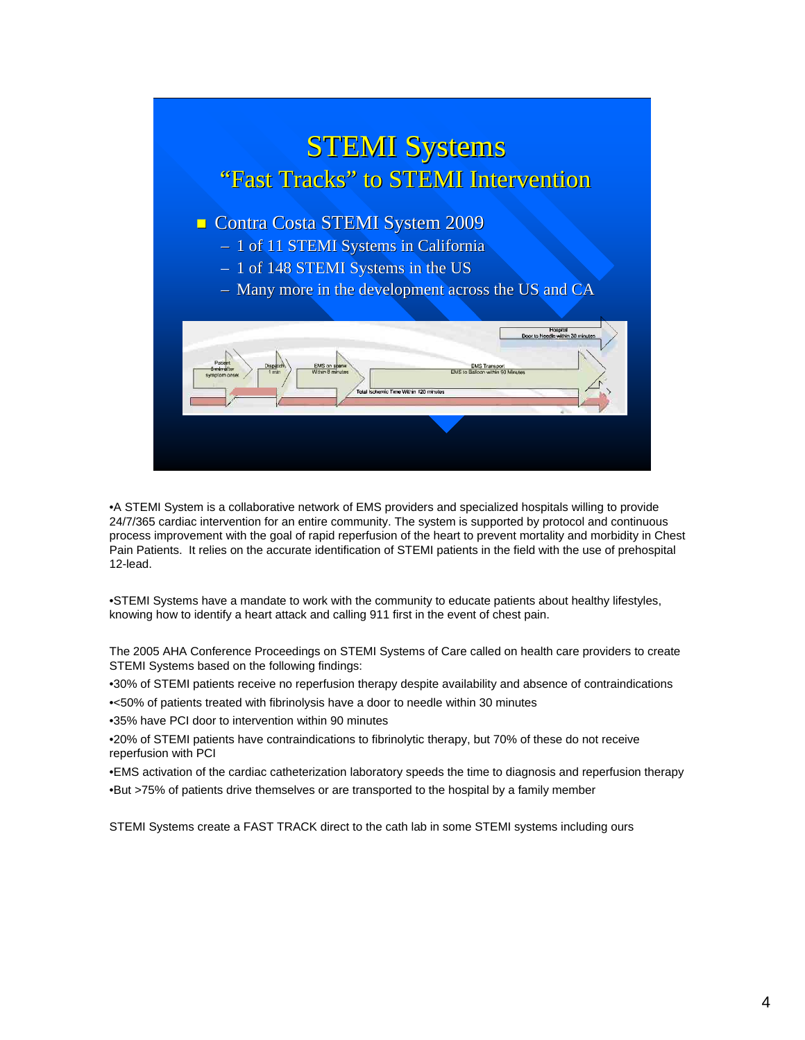# STEMI Systems

## "Fast Tracks" to STEMI Intervention

- Contra Costa STEMI System 2009
  - 1 of 11 STEMI Systems in California
  - 1 of 148 STEMI Systems in the US
  - Many more in the development across the US and CA

Patient 5 min after symptom onset → Dispatch 1 min → EMS on scene Within 8 minutes → EMS Transport EMS to Balloon within 90 Minutes

Hospital Door to Needle within 30 minutes

Total Ischemic Time Within 120 minutes

•A STEMI System is a collaborative network of EMS providers and specialized hospitals willing to provide 24/7/365 cardiac intervention for an entire community. The system is supported by protocol and continuous process improvement with the goal of rapid reperfusion of the heart to prevent mortality and morbidity in Chest Pain Patients. It relies on the accurate identification of STEMI patients in the field with the use of prehospital 12-lead.

•STEMI Systems have a mandate to work with the community to educate patients about healthy lifestyles, knowing how to identify a heart attack and calling 911 first in the event of chest pain.

The 2005 AHA Conference Proceedings on STEMI Systems of Care called on health care providers to create STEMI Systems based on the following findings:

•30% of STEMI patients receive no reperfusion therapy despite availability and absence of contraindications

•<50% of patients treated with fibrinolysis have a door to needle within 30 minutes

•35% have PCI door to intervention within 90 minutes

•20% of STEMI patients have contraindications to fibrinolytic therapy, but 70% of these do not receive reperfusion with PCI

•EMS activation of the cardiac catheterization laboratory speeds the time to diagnosis and reperfusion therapy

•But >75% of patients drive themselves or are transported to the hospital by a family member

STEMI Systems create a FAST TRACK direct to the cath lab in some STEMI systems including ours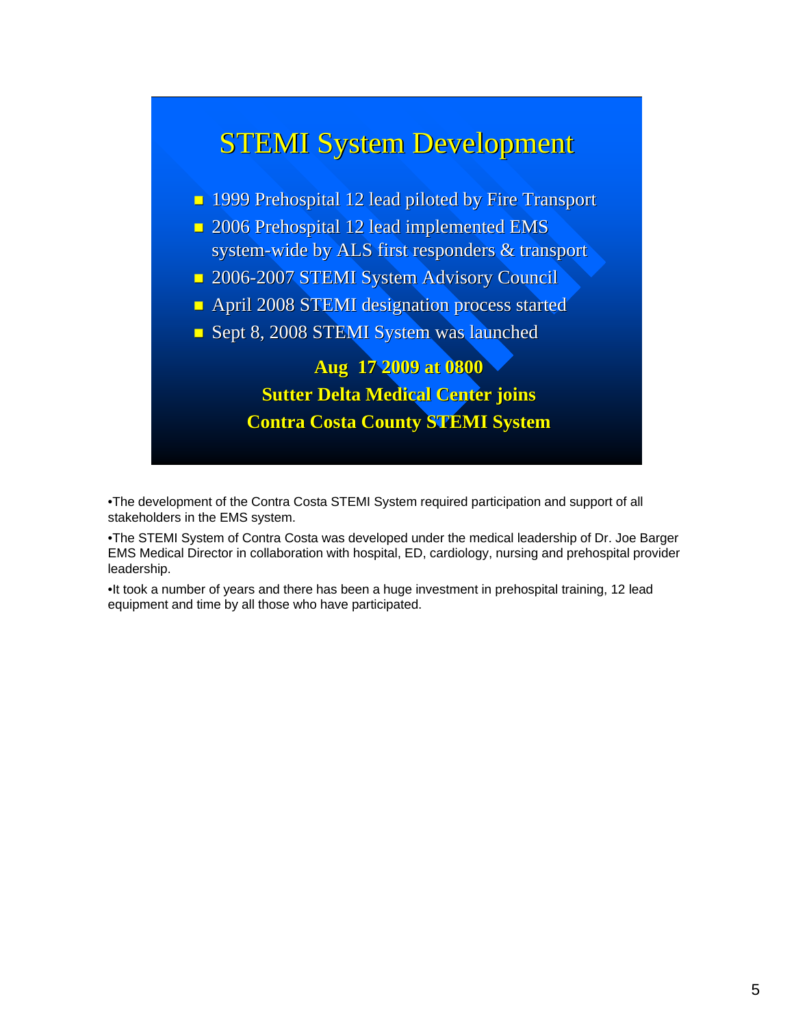# STEMI System Development

- 1999 Prehospital 12 lead piloted by Fire Transport
- 2006 Prehospital 12 lead implemented EMS system-wide by ALS first responders & transport
- 2006-2007 STEMI System Advisory Council
- April 2008 STEMI designation process started
- Sept 8, 2008 STEMI System was launched

**Aug 17 2009 at 0800**
**Sutter Delta Medical Center joins**
**Contra Costa County STEMI System**

•The development of the Contra Costa STEMI System required participation and support of all stakeholders in the EMS system.

•The STEMI System of Contra Costa was developed under the medical leadership of Dr. Joe Barger EMS Medical Director in collaboration with hospital, ED, cardiology, nursing and prehospital provider leadership.

•It took a number of years and there has been a huge investment in prehospital training, 12 lead equipment and time by all those who have participated.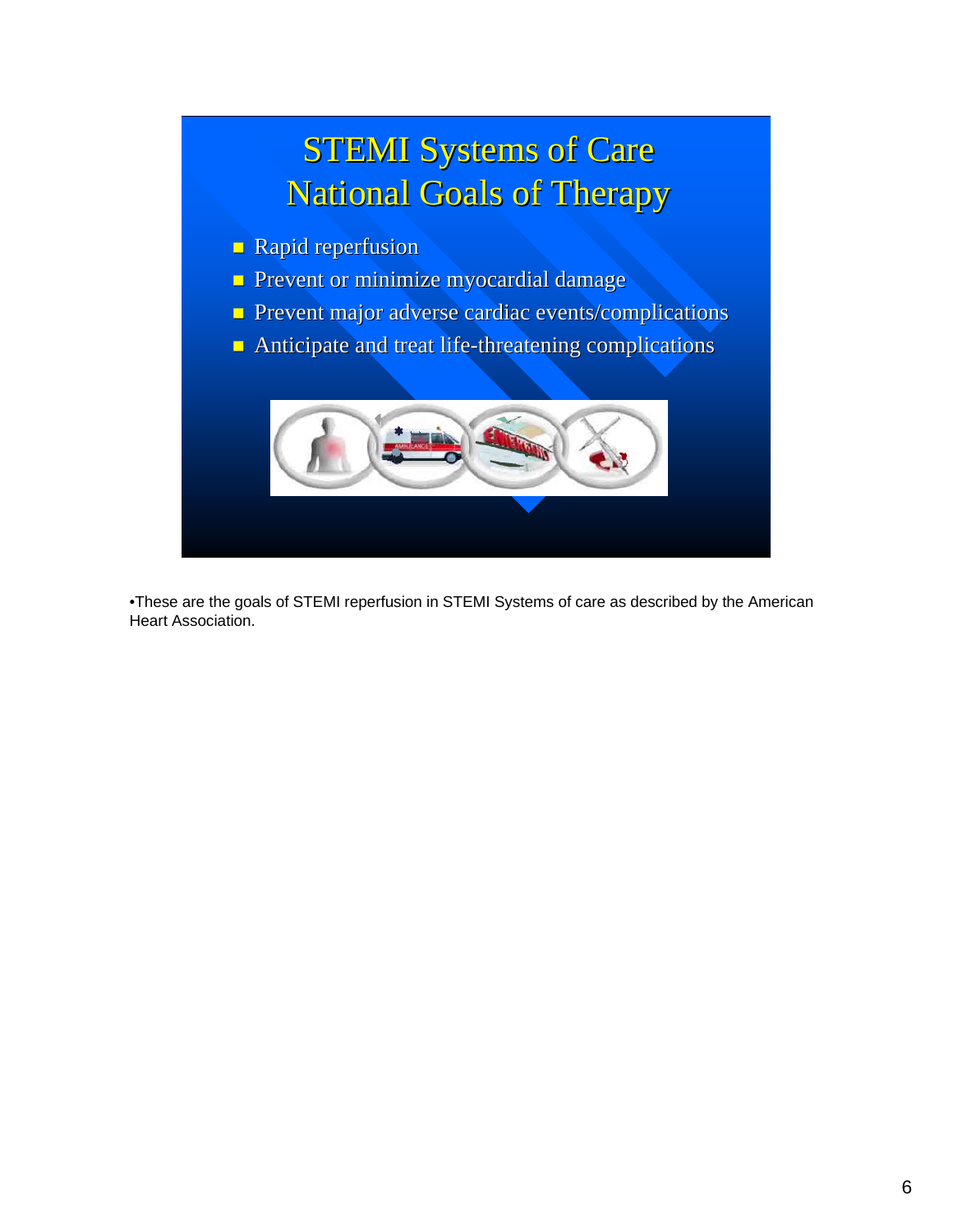# STEMI Systems of Care
## National Goals of Therapy

- Rapid reperfusion
- Prevent or minimize myocardial damage
- Prevent major adverse cardiac events/complications
- Anticipate and treat life-threatening complications

•These are the goals of STEMI reperfusion in STEMI Systems of care as described by the American Heart Association.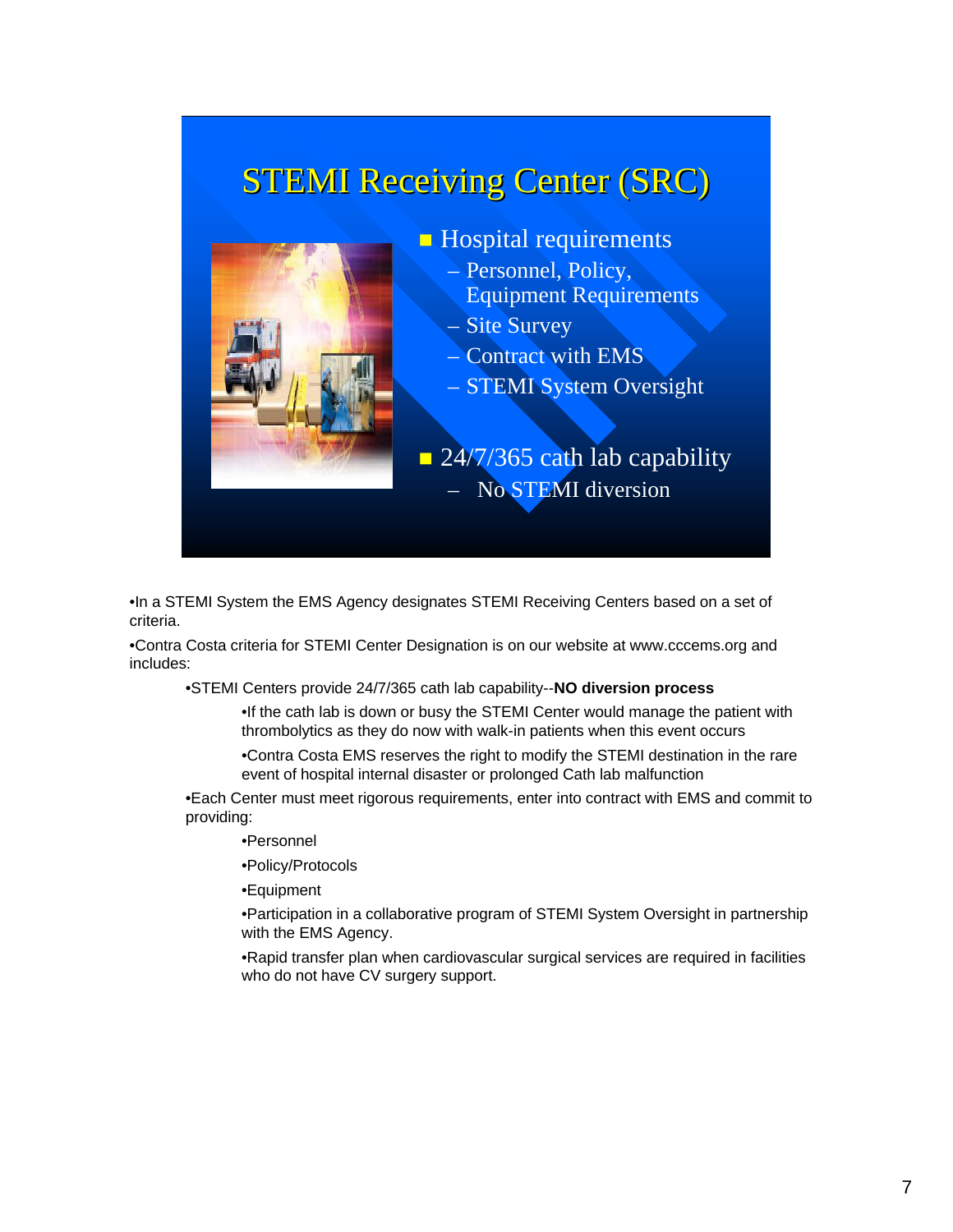# STEMI Receiving Center (SRC)

- Hospital requirements
  - Personnel, Policy, Equipment Requirements
  - Site Survey
  - Contract with EMS
  - STEMI System Oversight
- 24/7/365 cath lab capability
  - No STEMI diversion

•In a STEMI System the EMS Agency designates STEMI Receiving Centers based on a set of criteria.

•Contra Costa criteria for STEMI Center Designation is on our website at www.cccems.org and includes:

- •STEMI Centers provide 24/7/365 cath lab capability--**NO diversion process**
  - •If the cath lab is down or busy the STEMI Center would manage the patient with thrombolytics as they do now with walk-in patients when this event occurs
  - •Contra Costa EMS reserves the right to modify the STEMI destination in the rare event of hospital internal disaster or prolonged Cath lab malfunction
- •Each Center must meet rigorous requirements, enter into contract with EMS and commit to providing:
  - •Personnel
  - •Policy/Protocols
  - •Equipment
  - •Participation in a collaborative program of STEMI System Oversight in partnership with the EMS Agency.
  - •Rapid transfer plan when cardiovascular surgical services are required in facilities who do not have CV surgery support.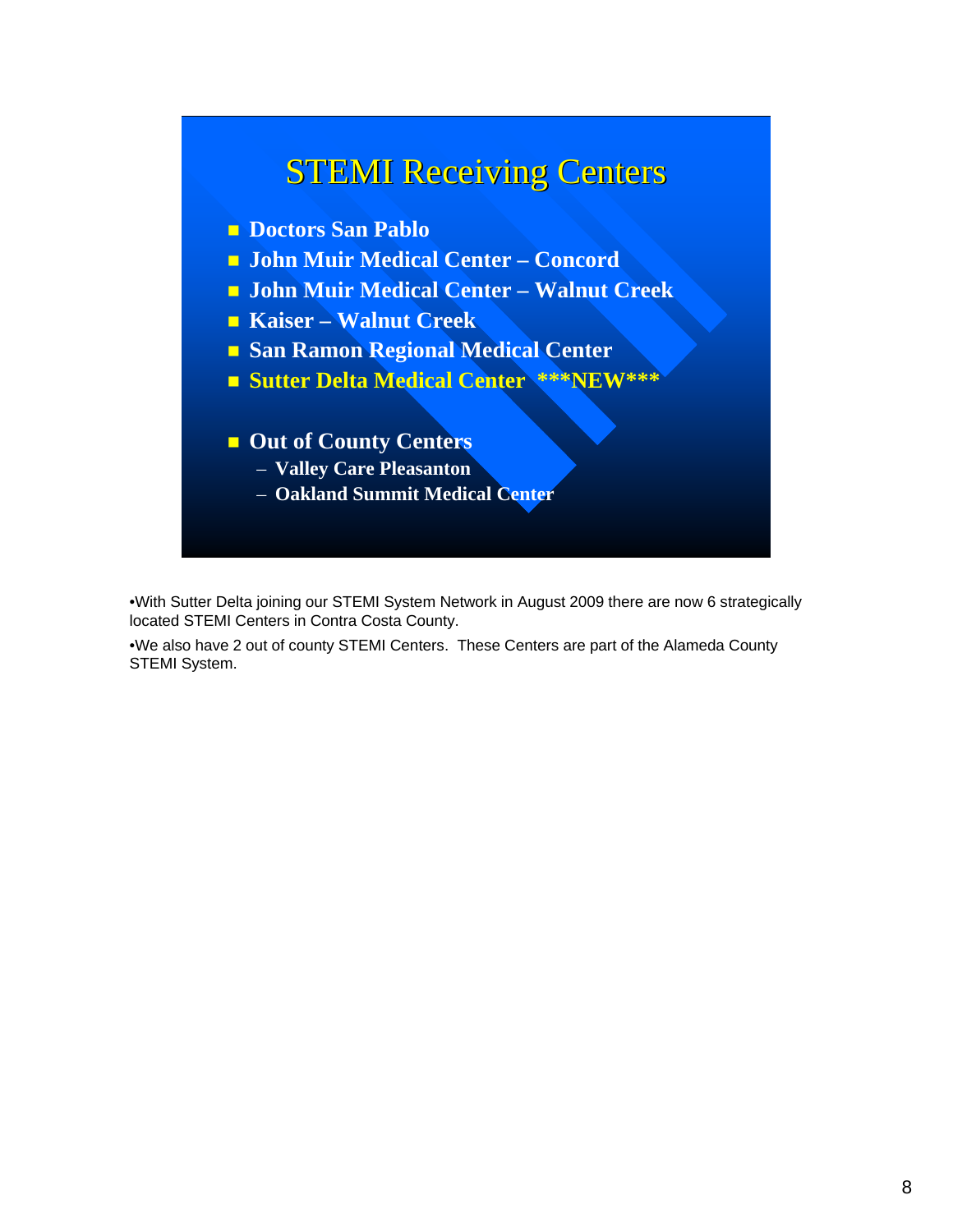## STEMI Receiving Centers

- Doctors San Pablo
- John Muir Medical Center – Concord
- John Muir Medical Center – Walnut Creek
- Kaiser – Walnut Creek
- San Ramon Regional Medical Center
- Sutter Delta Medical Center ***NEW***

- Out of County Centers
  - Valley Care Pleasanton
  - Oakland Summit Medical Center

•With Sutter Delta joining our STEMI System Network in August 2009 there are now 6 strategically located STEMI Centers in Contra Costa County.

•We also have 2 out of county STEMI Centers. These Centers are part of the Alameda County STEMI System.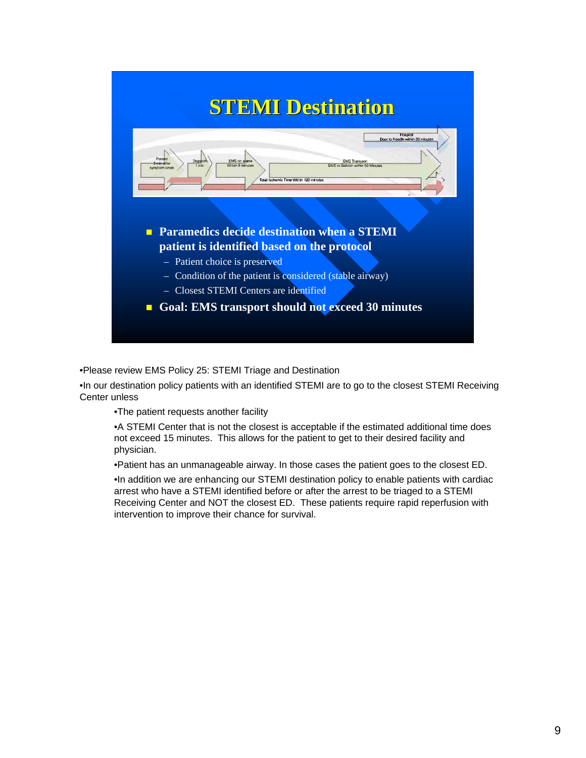# STEMI Destination

Patient 5 min after symptom onset | Dispatch 1 min | EMS on scene Within 8 minutes | EMS Transport EMS to Balloon within 90 Minutes | Hospital Door to Needle within 30 minutes

Total Ischemic Time Within 120 minutes

- **Paramedics decide destination when a STEMI patient is identified based on the protocol**
  - Patient choice is preserved
  - Condition of the patient is considered (stable airway)
  - Closest STEMI Centers are identified
- **Goal: EMS transport should not exceed 30 minutes**

•Please review EMS Policy 25: STEMI Triage and Destination

•In our destination policy patients with an identified STEMI are to go to the closest STEMI Receiving Center unless

> •The patient requests another facility
>
> •A STEMI Center that is not the closest is acceptable if the estimated additional time does not exceed 15 minutes. This allows for the patient to get to their desired facility and physician.
>
> •Patient has an unmanageable airway. In those cases the patient goes to the closest ED.
>
> •In addition we are enhancing our STEMI destination policy to enable patients with cardiac arrest who have a STEMI identified before or after the arrest to be triaged to a STEMI Receiving Center and NOT the closest ED. These patients require rapid reperfusion with intervention to improve their chance for survival.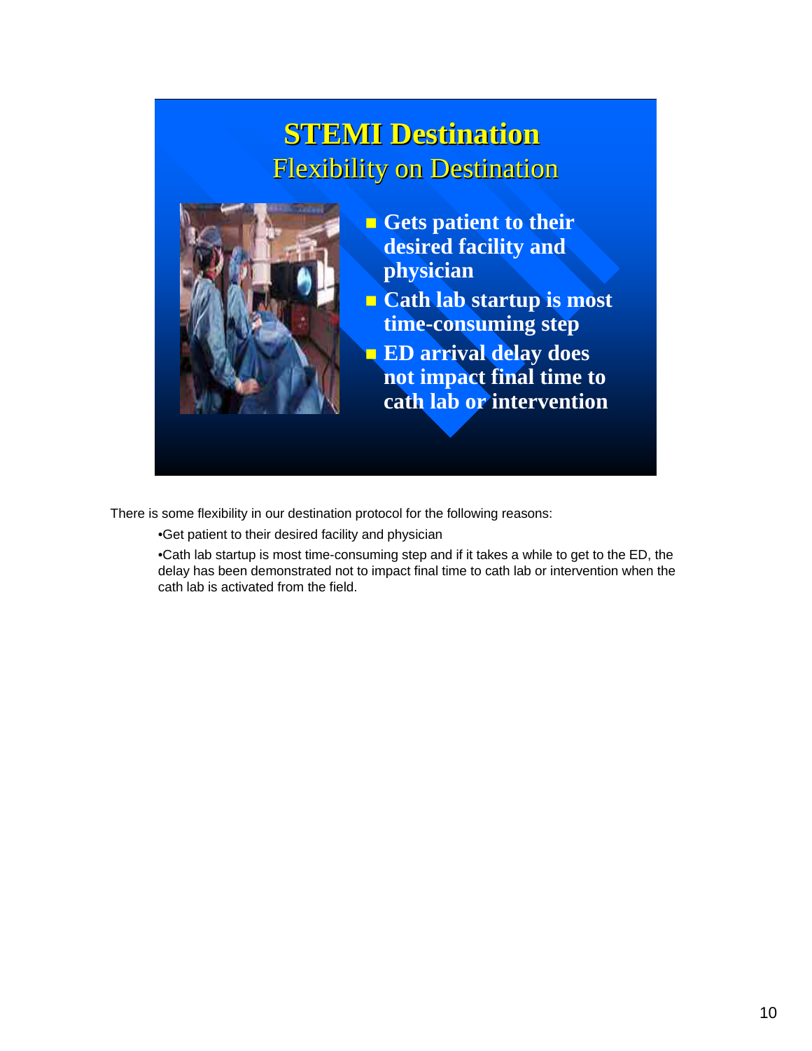# STEMI Destination

## Flexibility on Destination

- Gets patient to their desired facility and physician
- Cath lab startup is most time-consuming step
- ED arrival delay does not impact final time to cath lab or intervention

There is some flexibility in our destination protocol for the following reasons:

- •Get patient to their desired facility and physician
- •Cath lab startup is most time-consuming step and if it takes a while to get to the ED, the delay has been demonstrated not to impact final time to cath lab or intervention when the cath lab is activated from the field.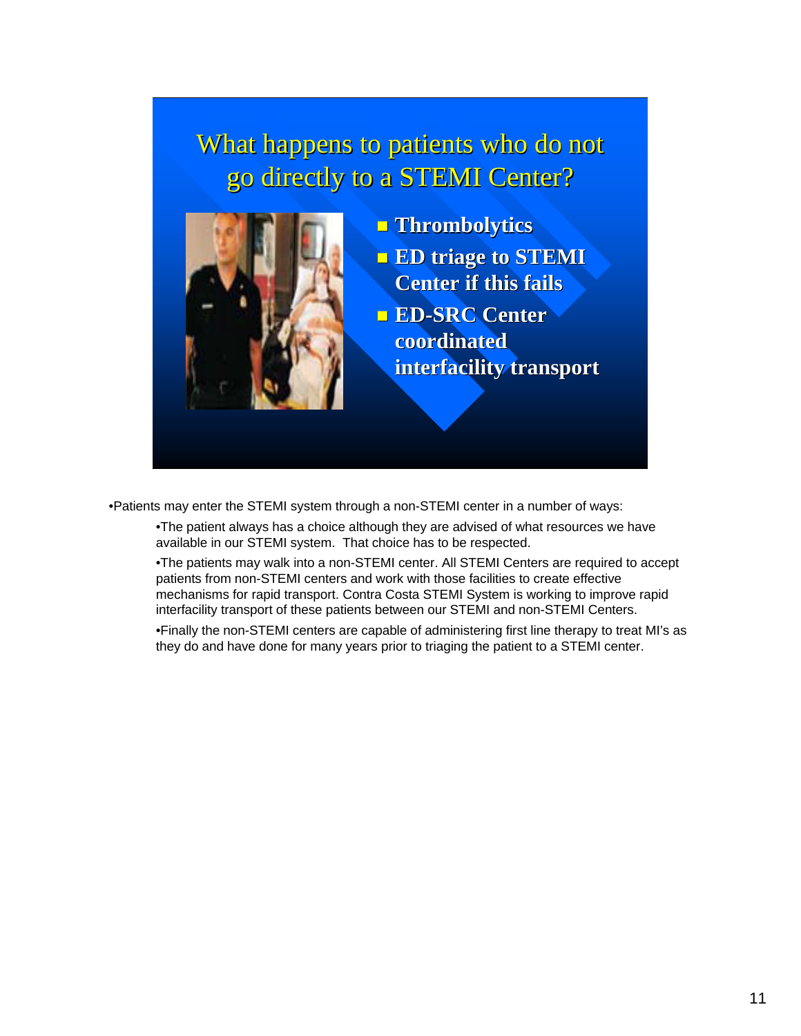## What happens to patients who do not go directly to a STEMI Center?

- Thrombolytics
- ED triage to STEMI Center if this fails
- ED-SRC Center coordinated interfacility transport

- Patients may enter the STEMI system through a non-STEMI center in a number of ways:
  - The patient always has a choice although they are advised of what resources we have available in our STEMI system. That choice has to be respected.
  - The patients may walk into a non-STEMI center. All STEMI Centers are required to accept patients from non-STEMI centers and work with those facilities to create effective mechanisms for rapid transport. Contra Costa STEMI System is working to improve rapid interfacility transport of these patients between our STEMI and non-STEMI Centers.
  - Finally the non-STEMI centers are capable of administering first line therapy to treat MI's as they do and have done for many years prior to triaging the patient to a STEMI center.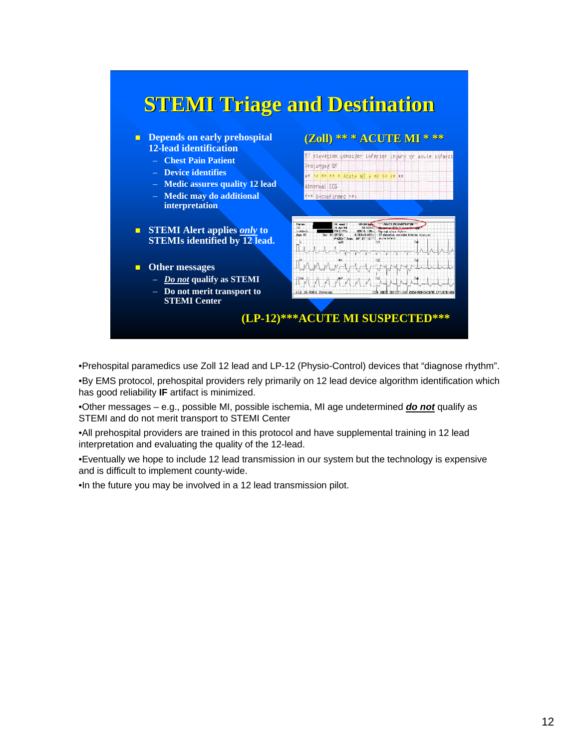# STEMI Triage and Destination

- Depends on early prehospital 12-lead identification
  - Chest Pain Patient
  - Device identifies
  - Medic assures quality 12 lead
  - Medic may do additional interpretation
- STEMI Alert applies ***only*** to STEMIs identified by 12 lead.
- Other messages
  - ***Do not*** qualify as STEMI
  - Do not merit transport to STEMI Center

(Zoll) ** * ACUTE MI * **

ST Elevation consider inferior injury or acute infarct
Prolonged QT
** ** ** ** * Acute MI * ** ** ** **
Abnormal ECG
*** Unconfirmed ***

(LP-12)***ACUTE MI SUSPECTED***

•Prehospital paramedics use Zoll 12 lead and LP-12 (Physio-Control) devices that "diagnose rhythm".

•By EMS protocol, prehospital providers rely primarily on 12 lead device algorithm identification which has good reliability **IF** artifact is minimized.

•Other messages – e.g., possible MI, possible ischemia, MI age undetermined ***do not*** qualify as STEMI and do not merit transport to STEMI Center

•All prehospital providers are trained in this protocol and have supplemental training in 12 lead interpretation and evaluating the quality of the 12-lead.

•Eventually we hope to include 12 lead transmission in our system but the technology is expensive and is difficult to implement county-wide.

•In the future you may be involved in a 12 lead transmission pilot.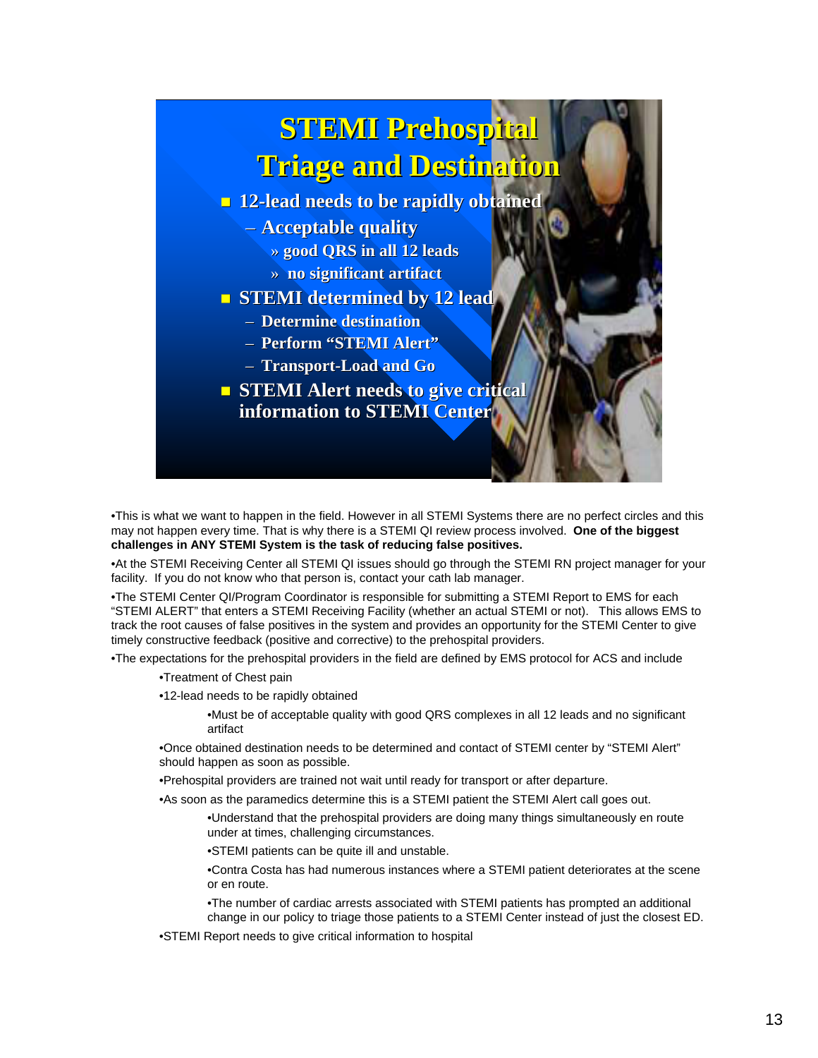## STEMI Prehospital Triage and Destination

- 12-lead needs to be rapidly obtained
  - Acceptable quality
    - » good QRS in all 12 leads
    - » no significant artifact
- STEMI determined by 12 lead
  - Determine destination
  - Perform "STEMI Alert"
  - Transport-Load and Go
- STEMI Alert needs to give critical information to STEMI Center

•This is what we want to happen in the field. However in all STEMI Systems there are no perfect circles and this may not happen every time. That is why there is a STEMI QI review process involved. **One of the biggest challenges in ANY STEMI System is the task of reducing false positives.**

•At the STEMI Receiving Center all STEMI QI issues should go through the STEMI RN project manager for your facility. If you do not know who that person is, contact your cath lab manager.

•The STEMI Center QI/Program Coordinator is responsible for submitting a STEMI Report to EMS for each "STEMI ALERT" that enters a STEMI Receiving Facility (whether an actual STEMI or not). This allows EMS to track the root causes of false positives in the system and provides an opportunity for the STEMI Center to give timely constructive feedback (positive and corrective) to the prehospital providers.

•The expectations for the prehospital providers in the field are defined by EMS protocol for ACS and include

- •Treatment of Chest pain
- •12-lead needs to be rapidly obtained
  - •Must be of acceptable quality with good QRS complexes in all 12 leads and no significant artifact
- •Once obtained destination needs to be determined and contact of STEMI center by "STEMI Alert" should happen as soon as possible.
- •Prehospital providers are trained not wait until ready for transport or after departure.
- •As soon as the paramedics determine this is a STEMI patient the STEMI Alert call goes out.
  - •Understand that the prehospital providers are doing many things simultaneously en route under at times, challenging circumstances.
  - •STEMI patients can be quite ill and unstable.
  - •Contra Costa has had numerous instances where a STEMI patient deteriorates at the scene or en route.
  - •The number of cardiac arrests associated with STEMI patients has prompted an additional change in our policy to triage those patients to a STEMI Center instead of just the closest ED.
- •STEMI Report needs to give critical information to hospital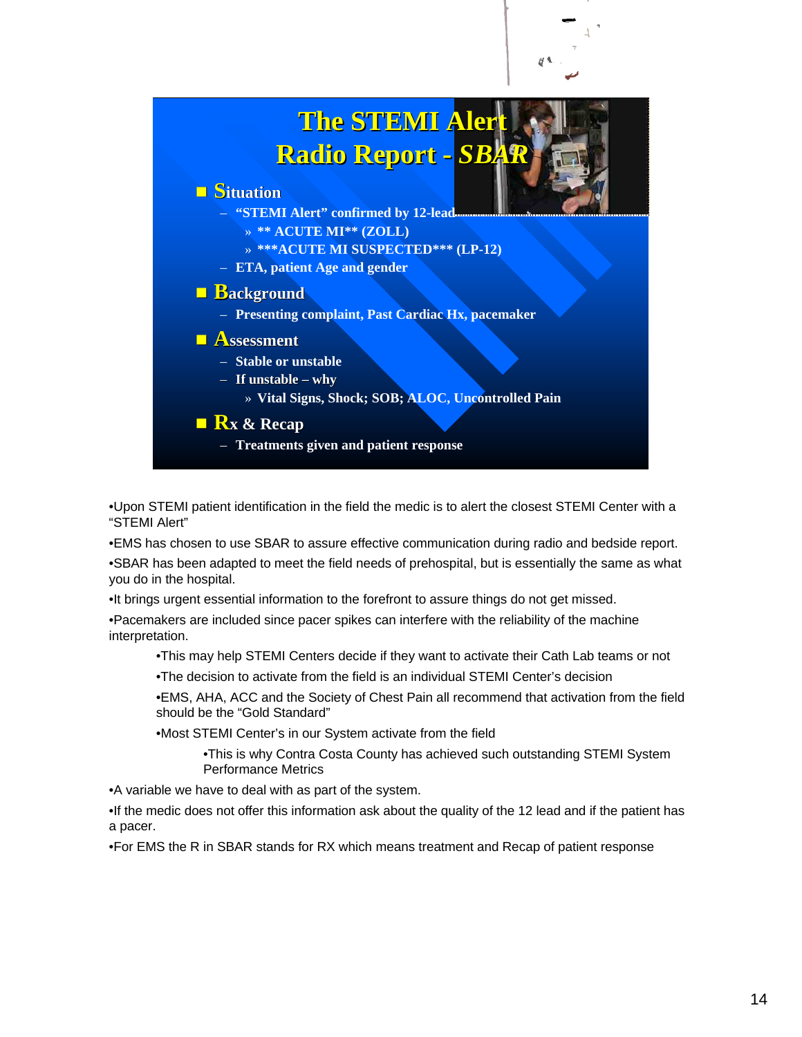## The STEMI Alert Radio Report - *SBAR*

- **Situation**
  - "STEMI Alert" confirmed by 12-lead
    - » ** ACUTE MI** (ZOLL)
    - » ***ACUTE MI SUSPECTED*** (LP-12)
  - ETA, patient Age and gender
- **Background**
  - Presenting complaint, Past Cardiac Hx, pacemaker
- **Assessment**
  - Stable or unstable
  - If unstable – why
    - » Vital Signs, Shock; SOB; ALOC, Uncontrolled Pain
- **Rx & Recap**
  - Treatments given and patient response

•Upon STEMI patient identification in the field the medic is to alert the closest STEMI Center with a "STEMI Alert"

•EMS has chosen to use SBAR to assure effective communication during radio and bedside report.

•SBAR has been adapted to meet the field needs of prehospital, but is essentially the same as what you do in the hospital.

•It brings urgent essential information to the forefront to assure things do not get missed.

•Pacemakers are included since pacer spikes can interfere with the reliability of the machine interpretation.

  •This may help STEMI Centers decide if they want to activate their Cath Lab teams or not

  •The decision to activate from the field is an individual STEMI Center's decision

  •EMS, AHA, ACC and the Society of Chest Pain all recommend that activation from the field should be the "Gold Standard"

  •Most STEMI Center's in our System activate from the field

    •This is why Contra Costa County has achieved such outstanding STEMI System Performance Metrics

•A variable we have to deal with as part of the system.

•If the medic does not offer this information ask about the quality of the 12 lead and if the patient has a pacer.

•For EMS the R in SBAR stands for RX which means treatment and Recap of patient response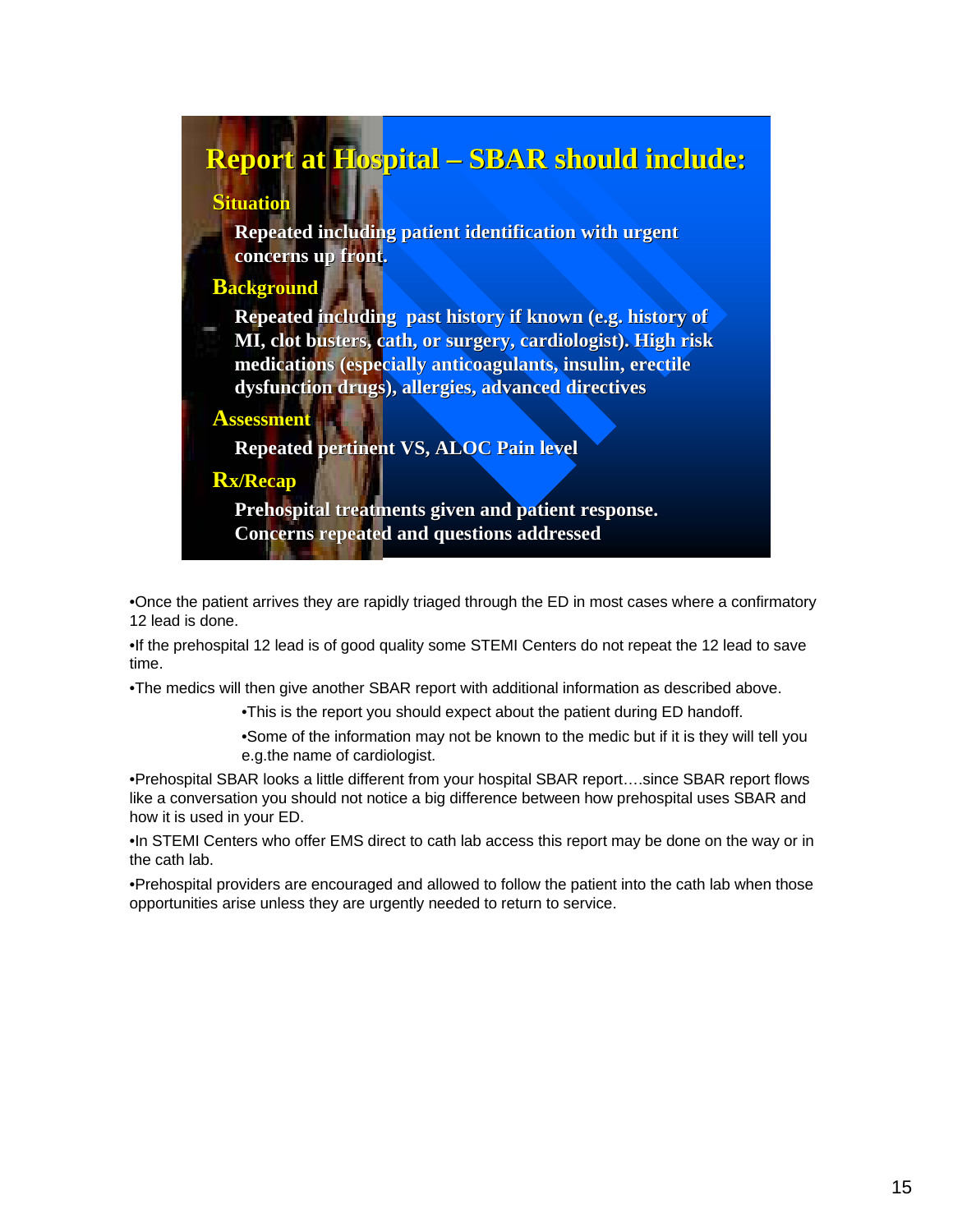## Report at Hospital – SBAR should include:

**Situation**

Repeated including patient identification with urgent concerns up front.

**Background**

Repeated including past history if known (e.g. history of MI, clot busters, cath, or surgery, cardiologist). High risk medications (especially anticoagulants, insulin, erectile dysfunction drugs), allergies, advanced directives

**Assessment**

Repeated pertinent VS, ALOC Pain level

**Rx/Recap**

Prehospital treatments given and patient response. Concerns repeated and questions addressed

- Once the patient arrives they are rapidly triaged through the ED in most cases where a confirmatory 12 lead is done.
- If the prehospital 12 lead is of good quality some STEMI Centers do not repeat the 12 lead to save time.
- The medics will then give another SBAR report with additional information as described above.
  - This is the report you should expect about the patient during ED handoff.
  - Some of the information may not be known to the medic but if it is they will tell you e.g.the name of cardiologist.
- Prehospital SBAR looks a little different from your hospital SBAR report….since SBAR report flows like a conversation you should not notice a big difference between how prehospital uses SBAR and how it is used in your ED.
- In STEMI Centers who offer EMS direct to cath lab access this report may be done on the way or in the cath lab.
- Prehospital providers are encouraged and allowed to follow the patient into the cath lab when those opportunities arise unless they are urgently needed to return to service.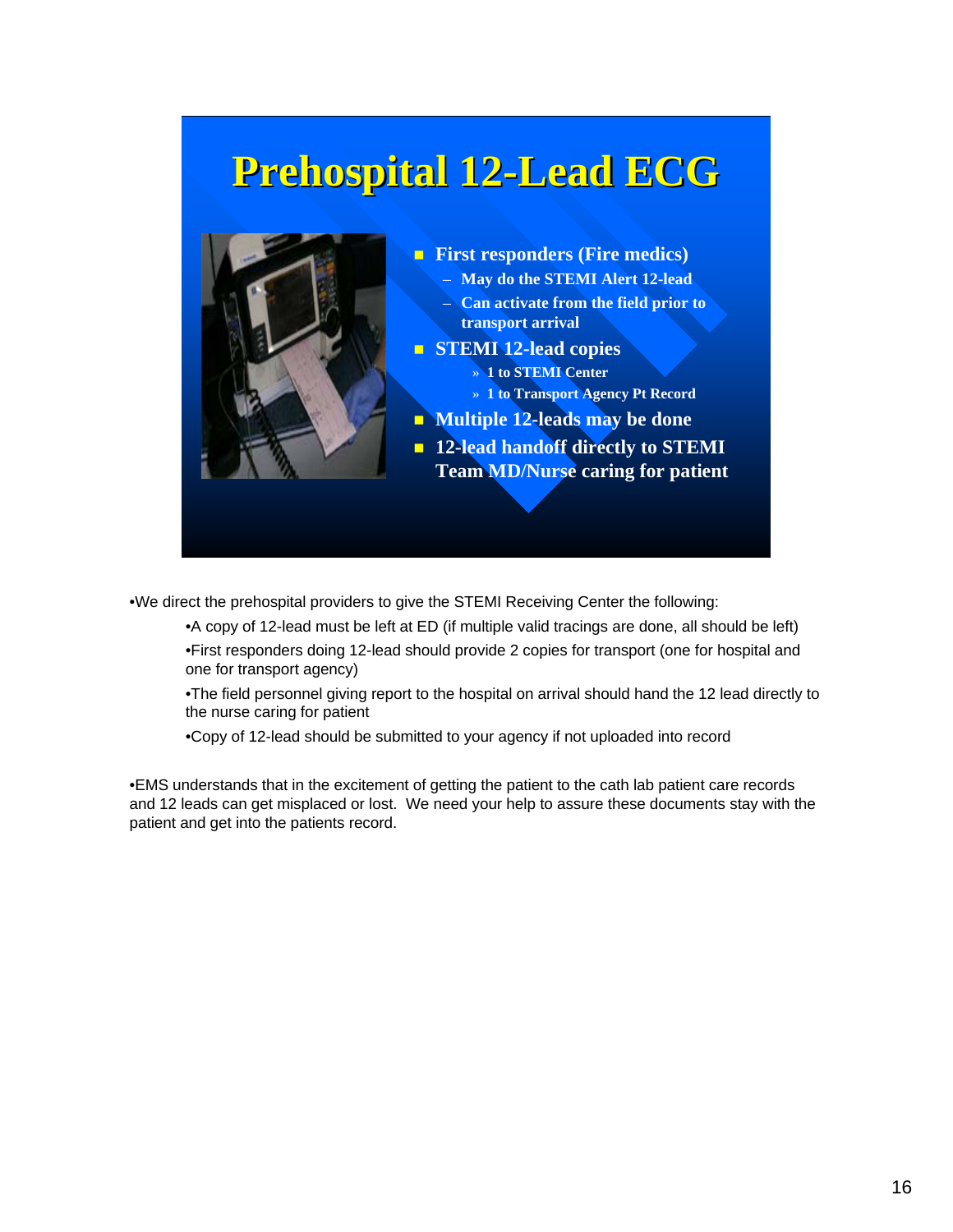# Prehospital 12-Lead ECG

- First responders (Fire medics)
  - May do the STEMI Alert 12-lead
  - Can activate from the field prior to transport arrival
- STEMI 12-lead copies
  - » 1 to STEMI Center
  - » 1 to Transport Agency Pt Record
- Multiple 12-leads may be done
- 12-lead handoff directly to STEMI Team MD/Nurse caring for patient

•We direct the prehospital providers to give the STEMI Receiving Center the following:

- •A copy of 12-lead must be left at ED (if multiple valid tracings are done, all should be left)
- •First responders doing 12-lead should provide 2 copies for transport (one for hospital and one for transport agency)
- •The field personnel giving report to the hospital on arrival should hand the 12 lead directly to the nurse caring for patient
- •Copy of 12-lead should be submitted to your agency if not uploaded into record

•EMS understands that in the excitement of getting the patient to the cath lab patient care records and 12 leads can get misplaced or lost. We need your help to assure these documents stay with the patient and get into the patients record.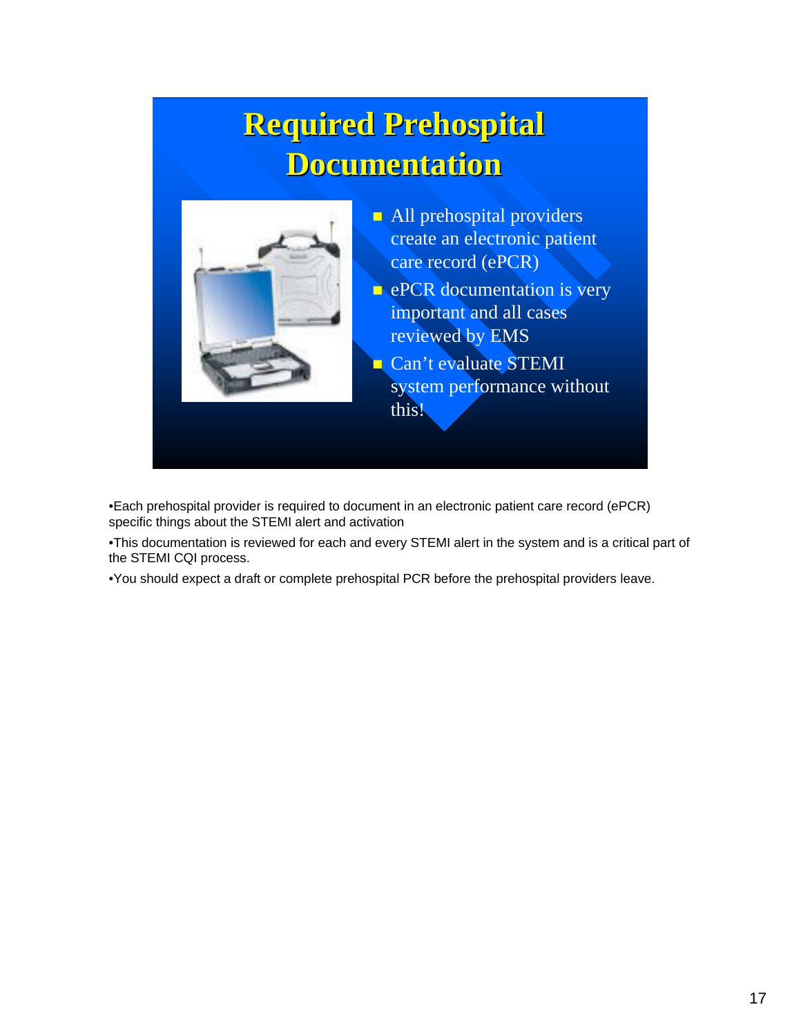# Required Prehospital Documentation

- All prehospital providers create an electronic patient care record (ePCR)
- ePCR documentation is very important and all cases reviewed by EMS
- Can't evaluate STEMI system performance without this!

•Each prehospital provider is required to document in an electronic patient care record (ePCR) specific things about the STEMI alert and activation

•This documentation is reviewed for each and every STEMI alert in the system and is a critical part of the STEMI CQI process.

•You should expect a draft or complete prehospital PCR before the prehospital providers leave.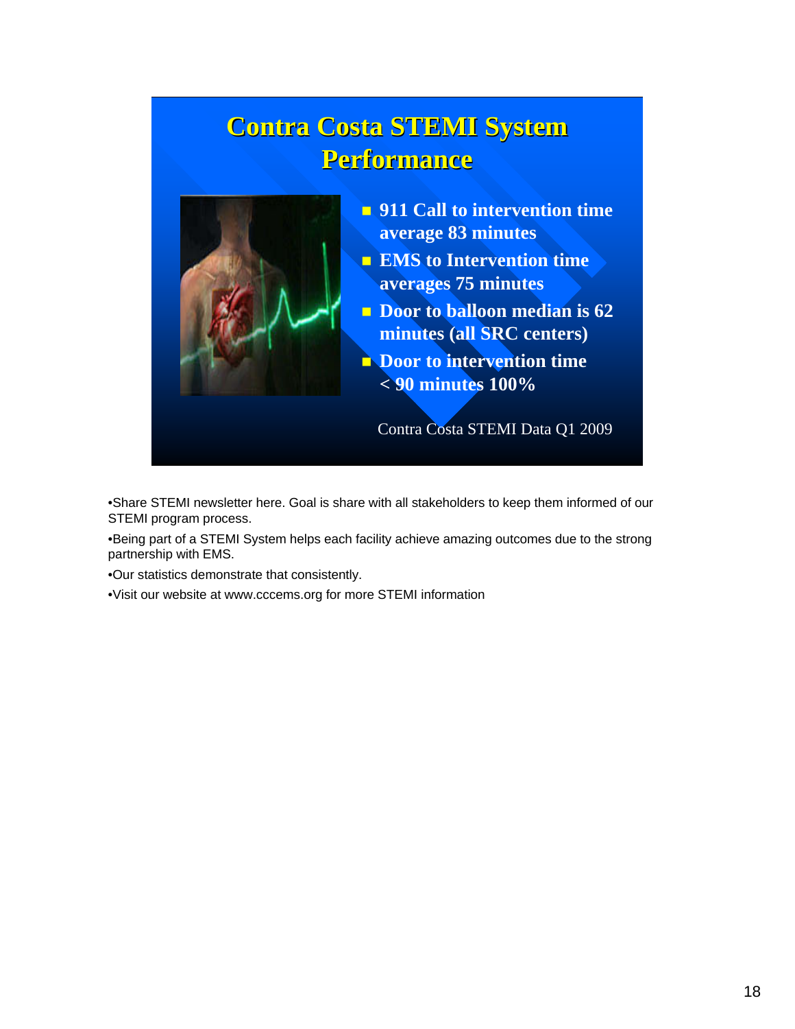# Contra Costa STEMI System Performance

- 911 Call to intervention time average 83 minutes
- EMS to Intervention time averages 75 minutes
- Door to balloon median is 62 minutes (all SRC centers)
- Door to intervention time < 90 minutes 100%

Contra Costa STEMI Data Q1 2009

•Share STEMI newsletter here. Goal is share with all stakeholders to keep them informed of our STEMI program process.

•Being part of a STEMI System helps each facility achieve amazing outcomes due to the strong partnership with EMS.

•Our statistics demonstrate that consistently.

•Visit our website at www.cccems.org for more STEMI information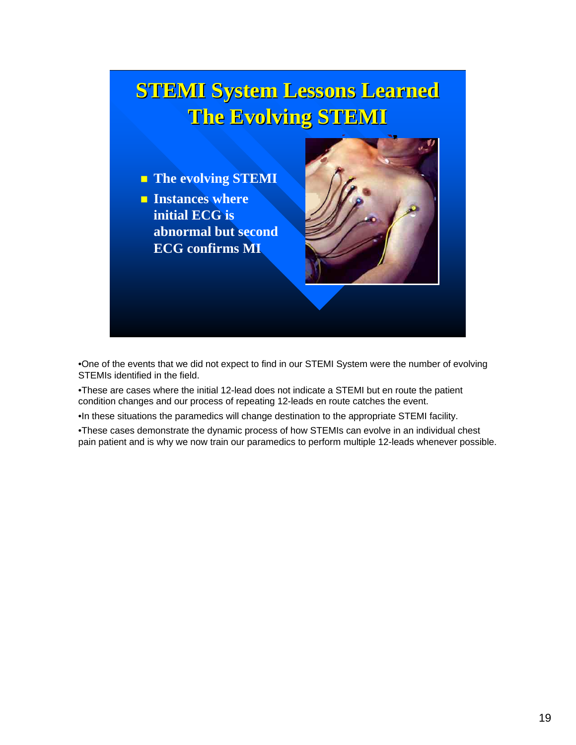# STEMI System Lessons Learned
## The Evolving STEMI

- The evolving STEMI
- Instances where initial ECG is abnormal but second ECG confirms MI

•One of the events that we did not expect to find in our STEMI System were the number of evolving STEMIs identified in the field.

•These are cases where the initial 12-lead does not indicate a STEMI but en route the patient condition changes and our process of repeating 12-leads en route catches the event.

•In these situations the paramedics will change destination to the appropriate STEMI facility.

•These cases demonstrate the dynamic process of how STEMIs can evolve in an individual chest pain patient and is why we now train our paramedics to perform multiple 12-leads whenever possible.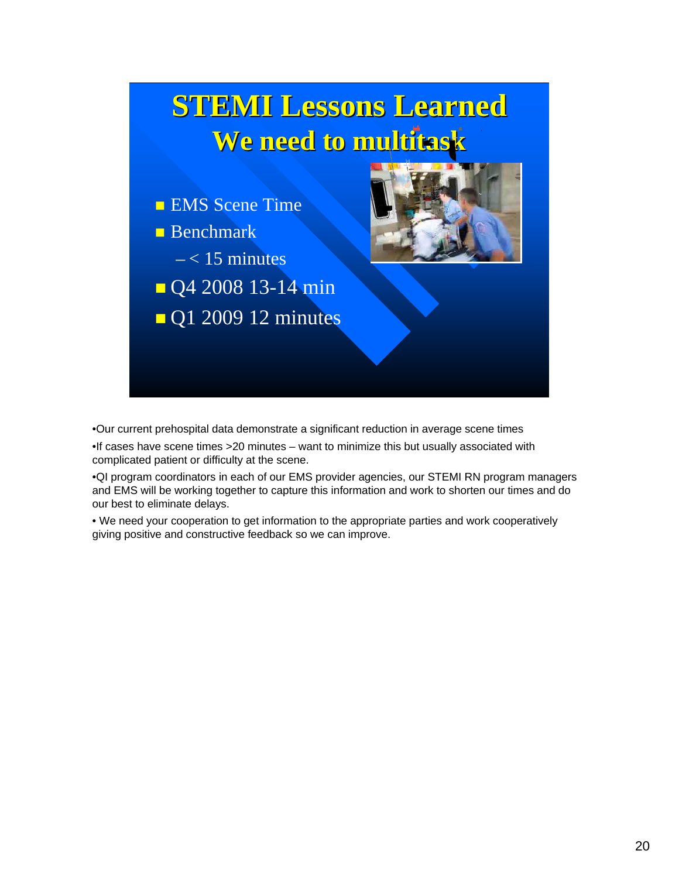# STEMI Lessons Learned

## We need to multitask

- EMS Scene Time
- Benchmark
  - < 15 minutes
- Q4 2008 13-14 min
- Q1 2009 12 minutes

•Our current prehospital data demonstrate a significant reduction in average scene times

•If cases have scene times >20 minutes – want to minimize this but usually associated with complicated patient or difficulty at the scene.

•QI program coordinators in each of our EMS provider agencies, our STEMI RN program managers and EMS will be working together to capture this information and work to shorten our times and do our best to eliminate delays.

• We need your cooperation to get information to the appropriate parties and work cooperatively giving positive and constructive feedback so we can improve.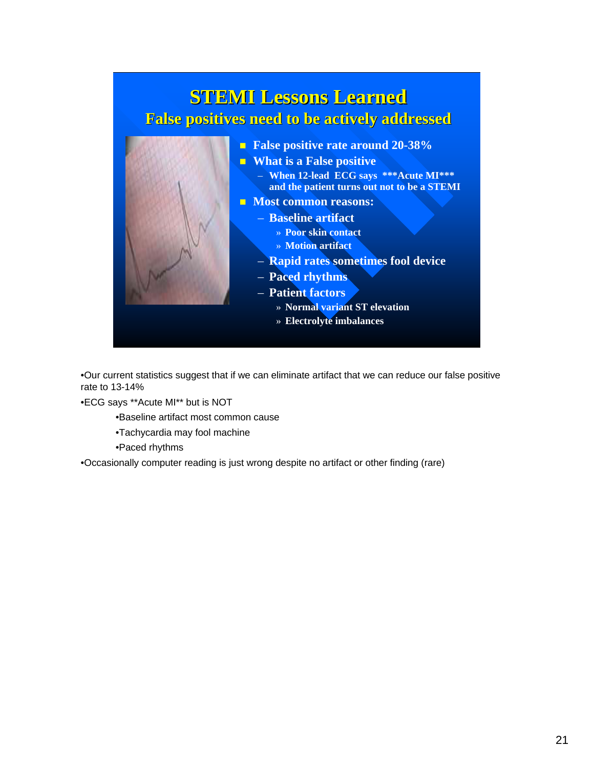# STEMI Lessons Learned

## False positives need to be actively addressed

- False positive rate around 20-38%
- What is a False positive
  - When 12-lead ECG says ***Acute MI*** and the patient turns out not to be a STEMI
- Most common reasons:
  - Baseline artifact
    - » Poor skin contact
    - » Motion artifact
  - Rapid rates sometimes fool device
  - Paced rhythms
  - Patient factors
    - » Normal variant ST elevation
    - » Electrolyte imbalances

•Our current statistics suggest that if we can eliminate artifact that we can reduce our false positive rate to 13-14%

•ECG says **Acute MI** but is NOT

- •Baseline artifact most common cause
- •Tachycardia may fool machine
- •Paced rhythms

•Occasionally computer reading is just wrong despite no artifact or other finding (rare)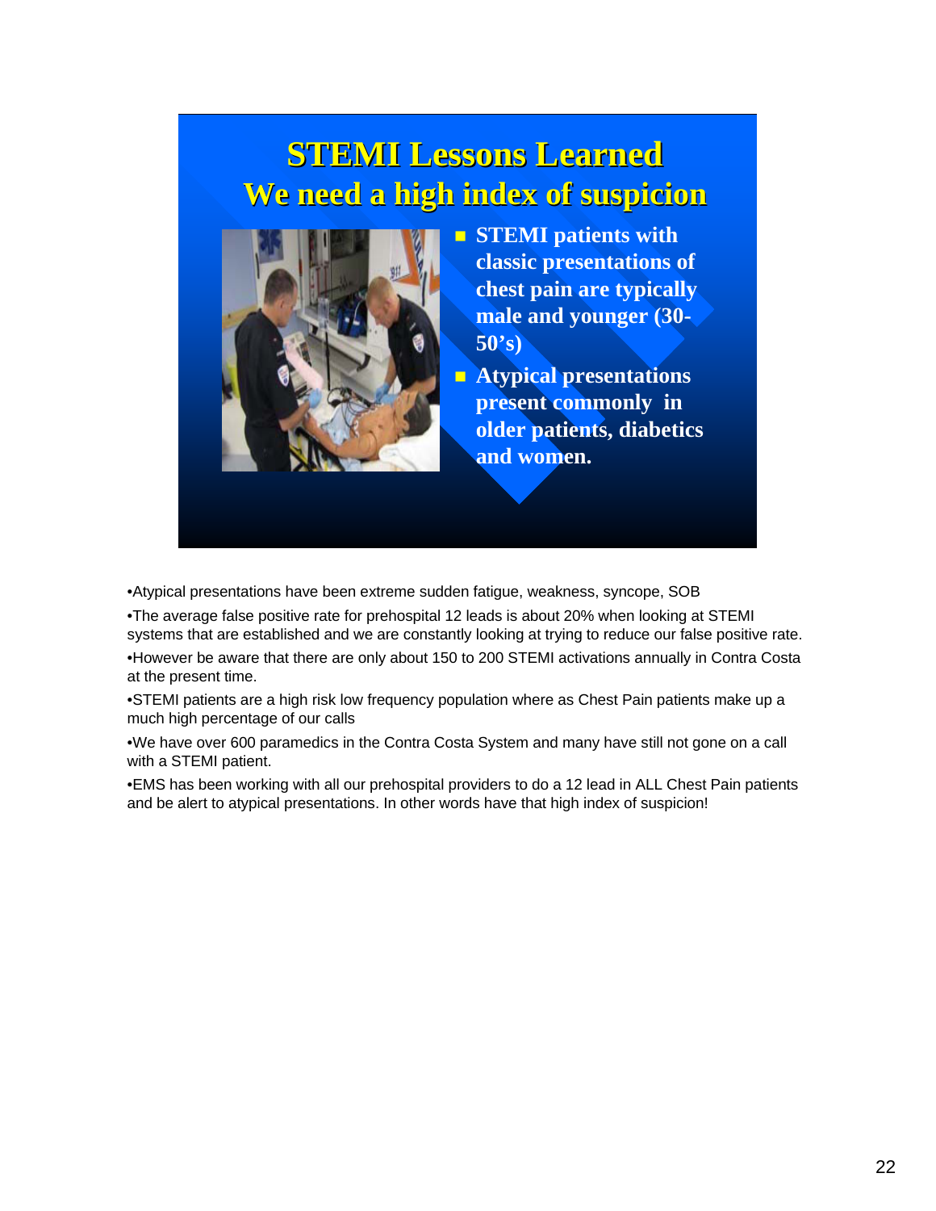## STEMI Lessons Learned
## We need a high index of suspicion

- STEMI patients with classic presentations of chest pain are typically male and younger (30-50's)
- Atypical presentations present commonly in older patients, diabetics and women.

•Atypical presentations have been extreme sudden fatigue, weakness, syncope, SOB

•The average false positive rate for prehospital 12 leads is about 20% when looking at STEMI systems that are established and we are constantly looking at trying to reduce our false positive rate.

•However be aware that there are only about 150 to 200 STEMI activations annually in Contra Costa at the present time.

•STEMI patients are a high risk low frequency population where as Chest Pain patients make up a much high percentage of our calls

•We have over 600 paramedics in the Contra Costa System and many have still not gone on a call with a STEMI patient.

•EMS has been working with all our prehospital providers to do a 12 lead in ALL Chest Pain patients and be alert to atypical presentations. In other words have that high index of suspicion!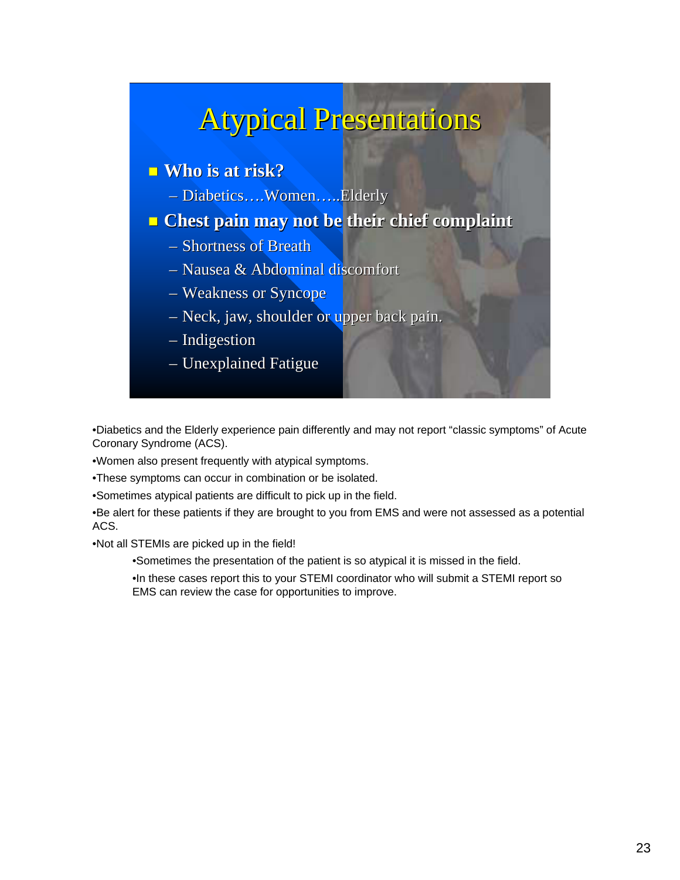# Atypical Presentations

- **Who is at risk?**
  - Diabetics….Women…..Elderly
- **Chest pain may not be their chief complaint**
  - Shortness of Breath
  - Nausea & Abdominal discomfort
  - Weakness or Syncope
  - Neck, jaw, shoulder or upper back pain.
  - Indigestion
  - Unexplained Fatigue

•Diabetics and the Elderly experience pain differently and may not report "classic symptoms" of Acute Coronary Syndrome (ACS).

•Women also present frequently with atypical symptoms.

•These symptoms can occur in combination or be isolated.

•Sometimes atypical patients are difficult to pick up in the field.

•Be alert for these patients if they are brought to you from EMS and were not assessed as a potential ACS.

•Not all STEMIs are picked up in the field!

  •Sometimes the presentation of the patient is so atypical it is missed in the field.

  •In these cases report this to your STEMI coordinator who will submit a STEMI report so EMS can review the case for opportunities to improve.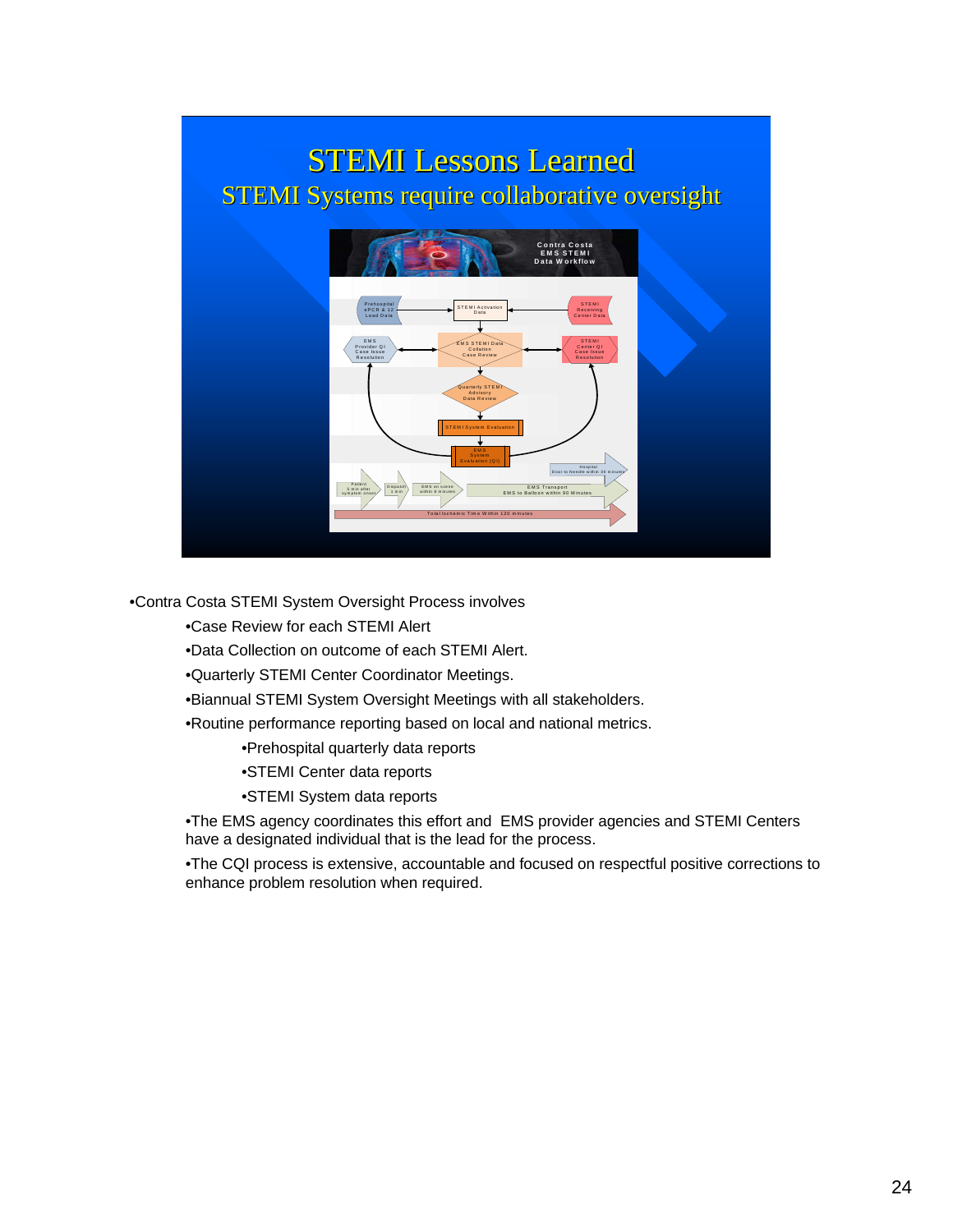# STEMI Lessons Learned

## STEMI Systems require collaborative oversight

- Contra Costa STEMI System Oversight Process involves
  - Case Review for each STEMI Alert
  - Data Collection on outcome of each STEMI Alert.
  - Quarterly STEMI Center Coordinator Meetings.
  - Biannual STEMI System Oversight Meetings with all stakeholders.
  - Routine performance reporting based on local and national metrics.
    - Prehospital quarterly data reports
    - STEMI Center data reports
    - STEMI System data reports
  - The EMS agency coordinates this effort and EMS provider agencies and STEMI Centers have a designated individual that is the lead for the process.
  - The CQI process is extensive, accountable and focused on respectful positive corrections to enhance problem resolution when required.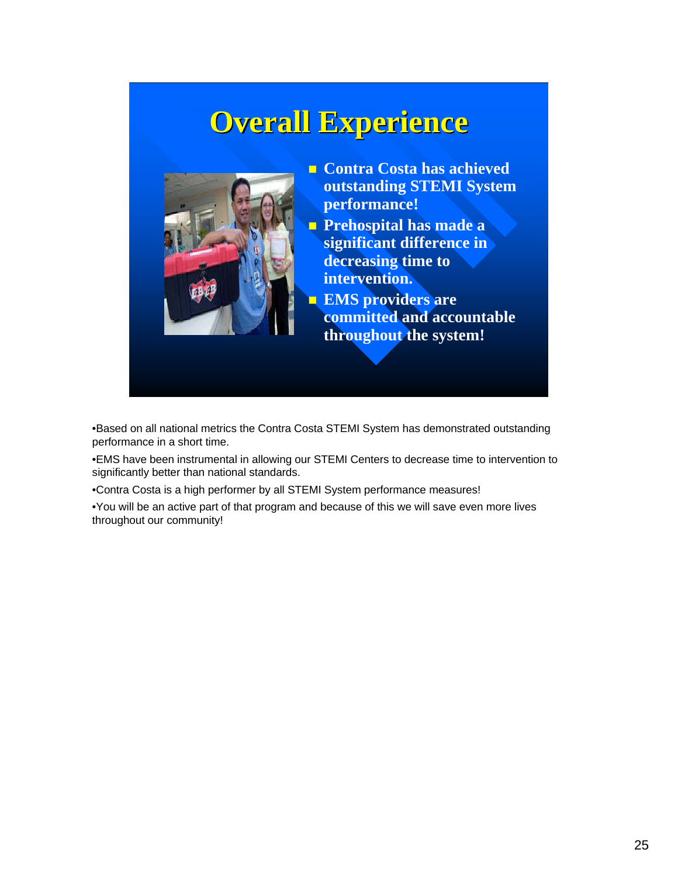# Overall Experience

- Contra Costa has achieved outstanding STEMI System performance!
- Prehospital has made a significant difference in decreasing time to intervention.
- EMS providers are committed and accountable throughout the system!

•Based on all national metrics the Contra Costa STEMI System has demonstrated outstanding performance in a short time.

•EMS have been instrumental in allowing our STEMI Centers to decrease time to intervention to significantly better than national standards.

•Contra Costa is a high performer by all STEMI System performance measures!

•You will be an active part of that program and because of this we will save even more lives throughout our community!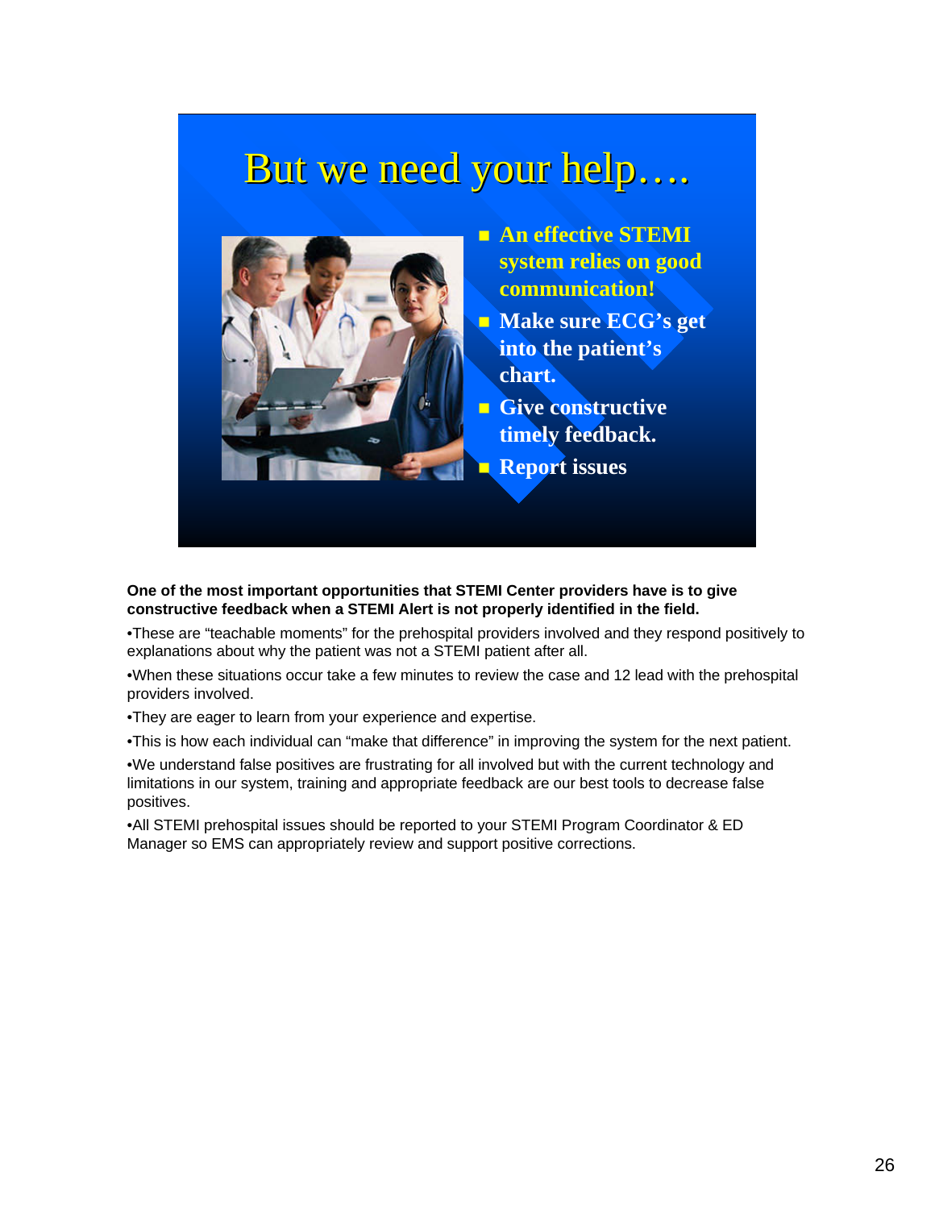# But we need your help….

- An effective STEMI system relies on good communication!
- Make sure ECG's get into the patient's chart.
- Give constructive timely feedback.
- Report issues

**One of the most important opportunities that STEMI Center providers have is to give constructive feedback when a STEMI Alert is not properly identified in the field.**

•These are "teachable moments" for the prehospital providers involved and they respond positively to explanations about why the patient was not a STEMI patient after all.

•When these situations occur take a few minutes to review the case and 12 lead with the prehospital providers involved.

•They are eager to learn from your experience and expertise.

•This is how each individual can "make that difference" in improving the system for the next patient.

•We understand false positives are frustrating for all involved but with the current technology and limitations in our system, training and appropriate feedback are our best tools to decrease false positives.

•All STEMI prehospital issues should be reported to your STEMI Program Coordinator & ED Manager so EMS can appropriately review and support positive corrections.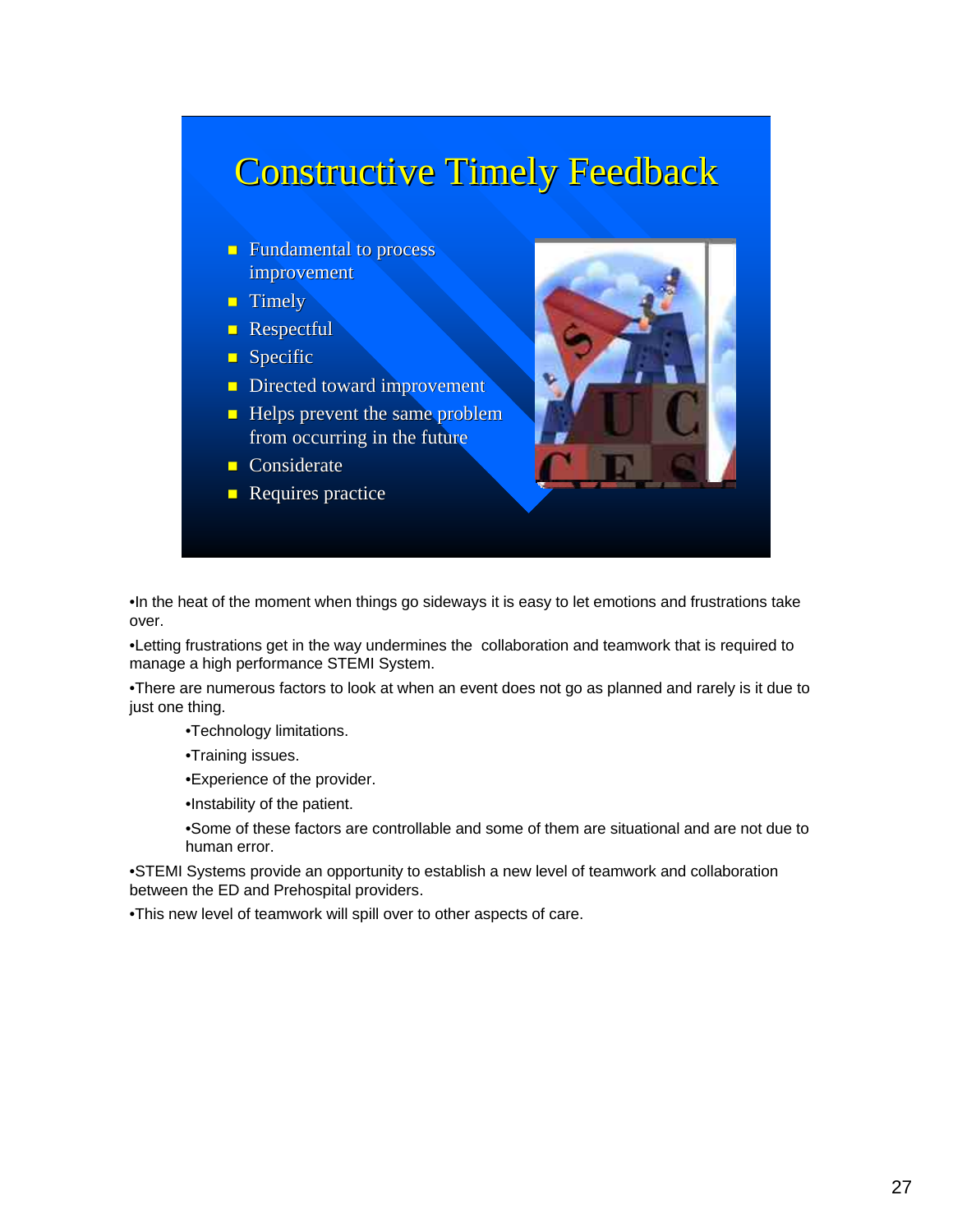# Constructive Timely Feedback

- Fundamental to process improvement
- Timely
- Respectful
- Specific
- Directed toward improvement
- Helps prevent the same problem from occurring in the future
- Considerate
- Requires practice

•In the heat of the moment when things go sideways it is easy to let emotions and frustrations take over.

•Letting frustrations get in the way undermines the collaboration and teamwork that is required to manage a high performance STEMI System.

•There are numerous factors to look at when an event does not go as planned and rarely is it due to just one thing.

- •Technology limitations.
- •Training issues.
- •Experience of the provider.
- •Instability of the patient.
- •Some of these factors are controllable and some of them are situational and are not due to human error.

•STEMI Systems provide an opportunity to establish a new level of teamwork and collaboration between the ED and Prehospital providers.

•This new level of teamwork will spill over to other aspects of care.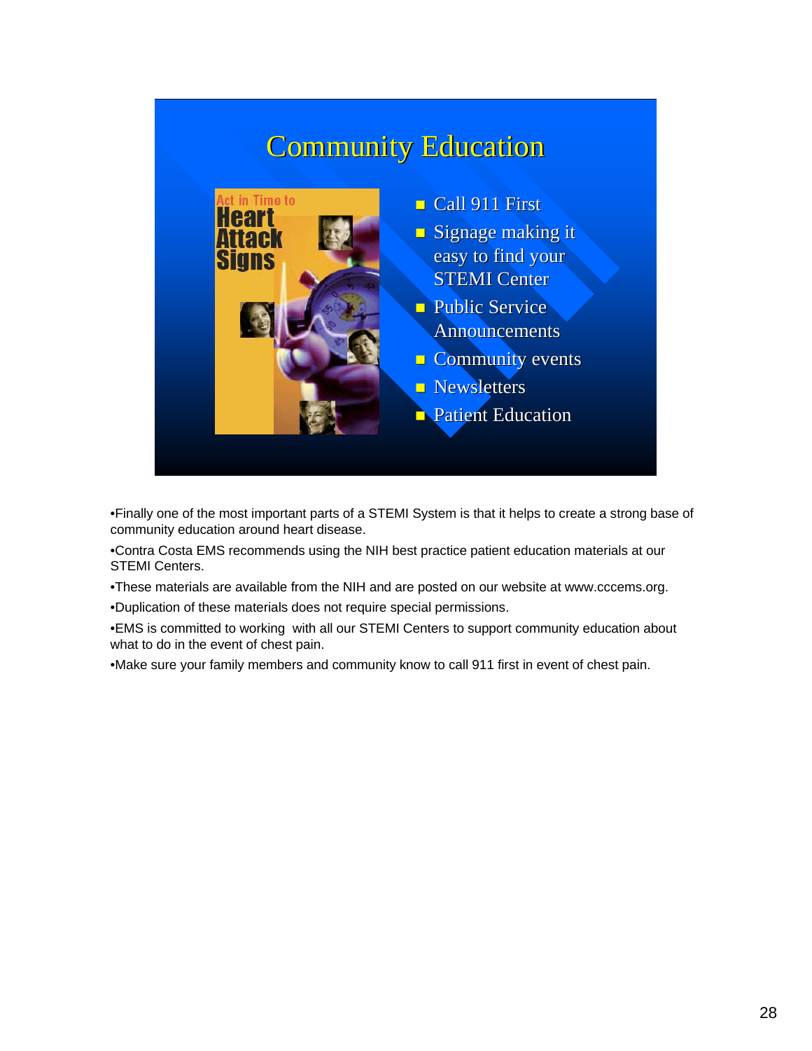# Community Education

- Call 911 First
- Signage making it easy to find your STEMI Center
- Public Service Announcements
- Community events
- Newsletters
- Patient Education

Act in Time to Heart Attack Signs

•Finally one of the most important parts of a STEMI System is that it helps to create a strong base of community education around heart disease.

•Contra Costa EMS recommends using the NIH best practice patient education materials at our STEMI Centers.

•These materials are available from the NIH and are posted on our website at www.cccems.org.

•Duplication of these materials does not require special permissions.

•EMS is committed to working with all our STEMI Centers to support community education about what to do in the event of chest pain.

•Make sure your family members and community know to call 911 first in event of chest pain.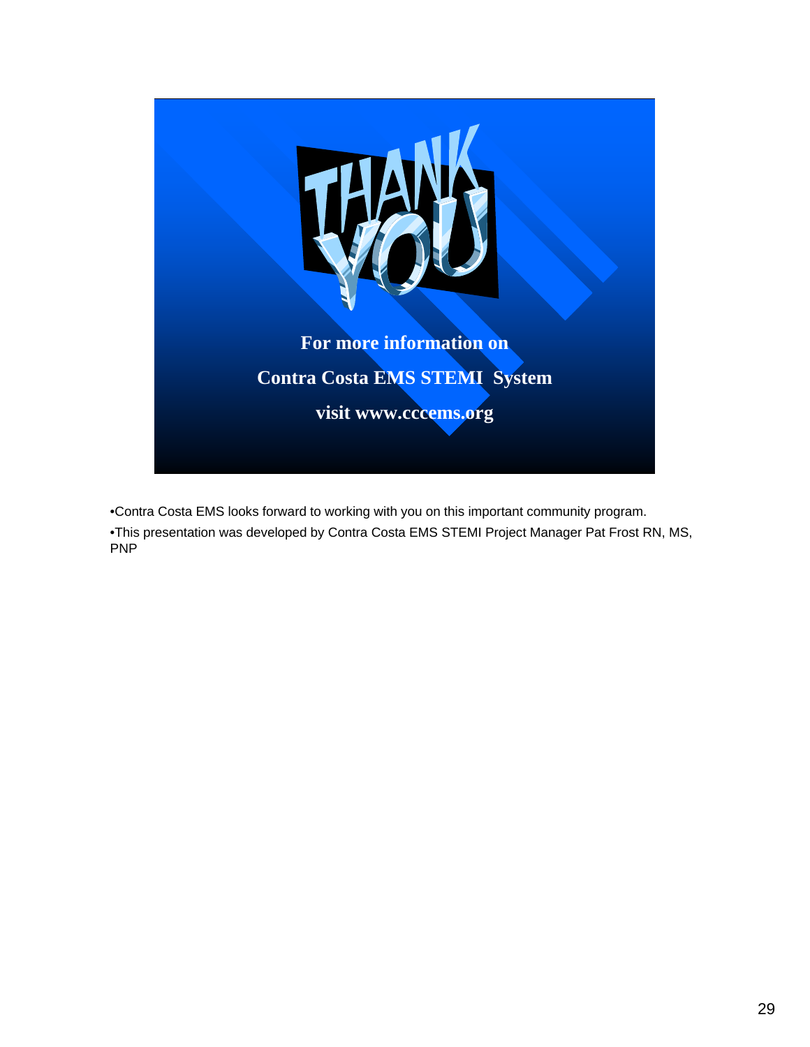# THANK YOU

**For more information on**

**Contra Costa EMS STEMI System**

**visit www.cccems.org**

- Contra Costa EMS looks forward to working with you on this important community program.
- This presentation was developed by Contra Costa EMS STEMI Project Manager Pat Frost RN, MS, PNP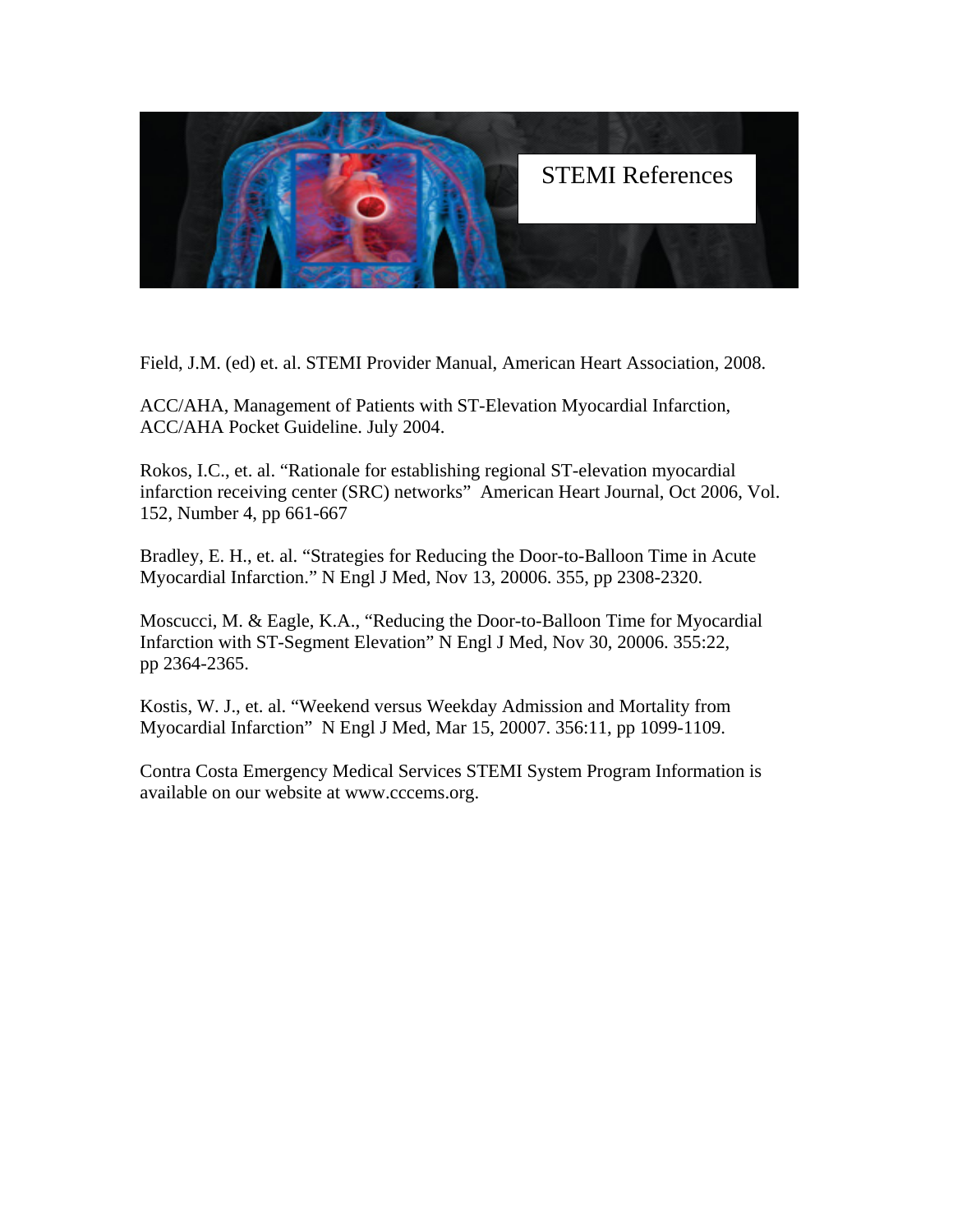# STEMI References

Field, J.M. (ed) et. al. STEMI Provider Manual, American Heart Association, 2008.

ACC/AHA, Management of Patients with ST-Elevation Myocardial Infarction, ACC/AHA Pocket Guideline. July 2004.

Rokos, I.C., et. al. "Rationale for establishing regional ST-elevation myocardial infarction receiving center (SRC) networks" American Heart Journal, Oct 2006, Vol. 152, Number 4, pp 661-667

Bradley, E. H., et. al. "Strategies for Reducing the Door-to-Balloon Time in Acute Myocardial Infarction." N Engl J Med, Nov 13, 20006. 355, pp 2308-2320.

Moscucci, M. & Eagle, K.A., "Reducing the Door-to-Balloon Time for Myocardial Infarction with ST-Segment Elevation" N Engl J Med, Nov 30, 20006. 355:22, pp 2364-2365.

Kostis, W. J., et. al. "Weekend versus Weekday Admission and Mortality from Myocardial Infarction" N Engl J Med, Mar 15, 20007. 356:11, pp 1099-1109.

Contra Costa Emergency Medical Services STEMI System Program Information is available on our website at www.cccems.org.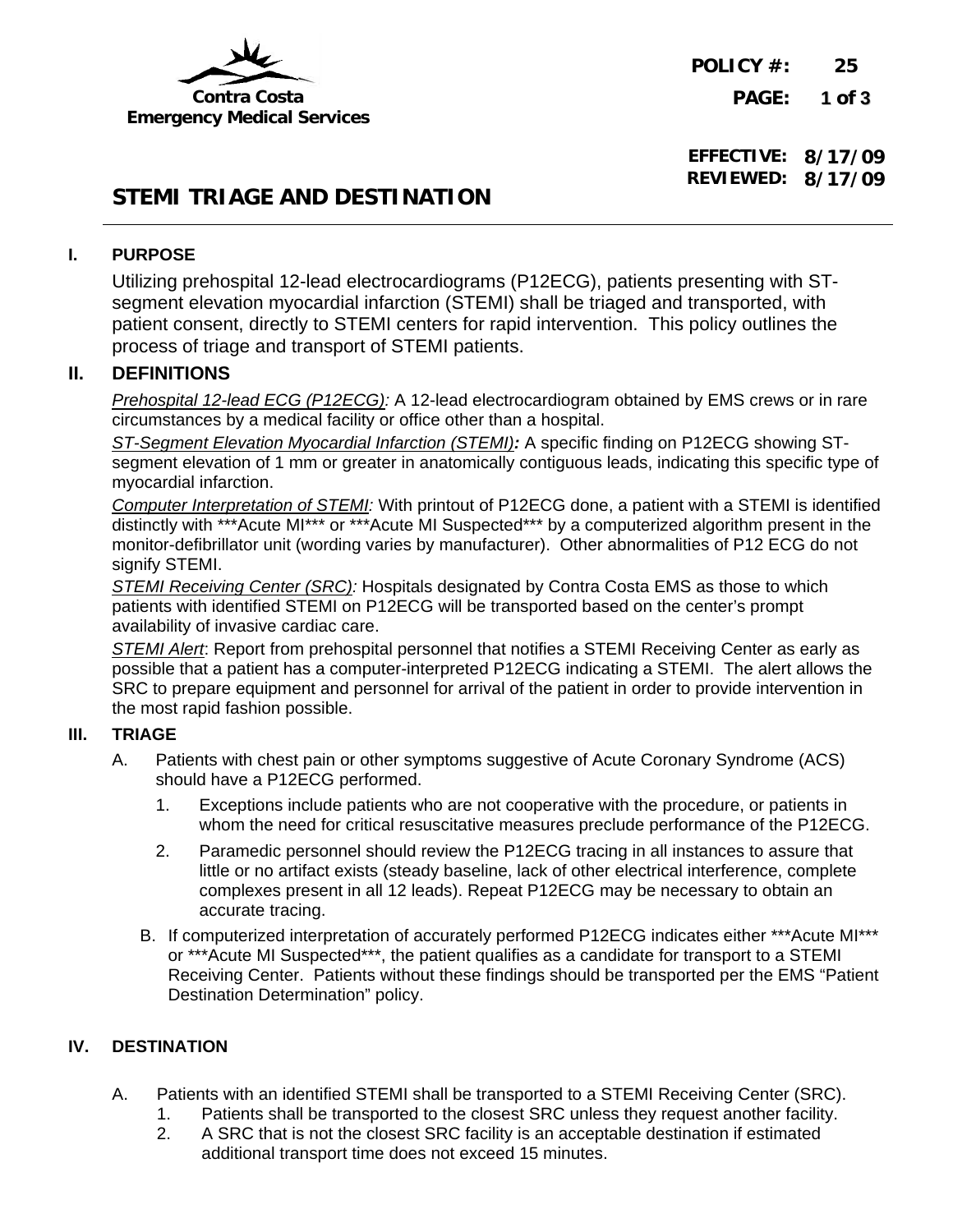Contra Costa
Emergency Medical Services

**POLICY #: 25**

**EFFECTIVE: 8/17/09**
**REVIEWED: 8/17/09**

# STEMI TRIAGE AND DESTINATION

## I. PURPOSE

Utilizing prehospital 12-lead electrocardiograms (P12ECG), patients presenting with ST-segment elevation myocardial infarction (STEMI) shall be triaged and transported, with patient consent, directly to STEMI centers for rapid intervention. This policy outlines the process of triage and transport of STEMI patients.

## II. DEFINITIONS

*Prehospital 12-lead ECG (P12ECG):* A 12-lead electrocardiogram obtained by EMS crews or in rare circumstances by a medical facility or office other than a hospital.

*ST-Segment Elevation Myocardial Infarction (STEMI)**:*** A specific finding on P12ECG showing ST-segment elevation of 1 mm or greater in anatomically contiguous leads, indicating this specific type of myocardial infarction.

*Computer Interpretation of STEMI:* With printout of P12ECG done, a patient with a STEMI is identified distinctly with ***Acute MI*** or ***Acute MI Suspected*** by a computerized algorithm present in the monitor-defibrillator unit (wording varies by manufacturer). Other abnormalities of P12 ECG do not signify STEMI.

*STEMI Receiving Center (SRC):* Hospitals designated by Contra Costa EMS as those to which patients with identified STEMI on P12ECG will be transported based on the center's prompt availability of invasive cardiac care.

*STEMI Alert*: Report from prehospital personnel that notifies a STEMI Receiving Center as early as possible that a patient has a computer-interpreted P12ECG indicating a STEMI. The alert allows the SRC to prepare equipment and personnel for arrival of the patient in order to provide intervention in the most rapid fashion possible.

## III. TRIAGE

A. Patients with chest pain or other symptoms suggestive of Acute Coronary Syndrome (ACS) should have a P12ECG performed.

1. Exceptions include patients who are not cooperative with the procedure, or patients in whom the need for critical resuscitative measures preclude performance of the P12ECG.
2. Paramedic personnel should review the P12ECG tracing in all instances to assure that little or no artifact exists (steady baseline, lack of other electrical interference, complete complexes present in all 12 leads). Repeat P12ECG may be necessary to obtain an accurate tracing.

B. If computerized interpretation of accurately performed P12ECG indicates either ***Acute MI*** or ***Acute MI Suspected***, the patient qualifies as a candidate for transport to a STEMI Receiving Center. Patients without these findings should be transported per the EMS "Patient Destination Determination" policy.

## IV. DESTINATION

A. Patients with an identified STEMI shall be transported to a STEMI Receiving Center (SRC).

1. Patients shall be transported to the closest SRC unless they request another facility.
2. A SRC that is not the closest SRC facility is an acceptable destination if estimated additional transport time does not exceed 15 minutes.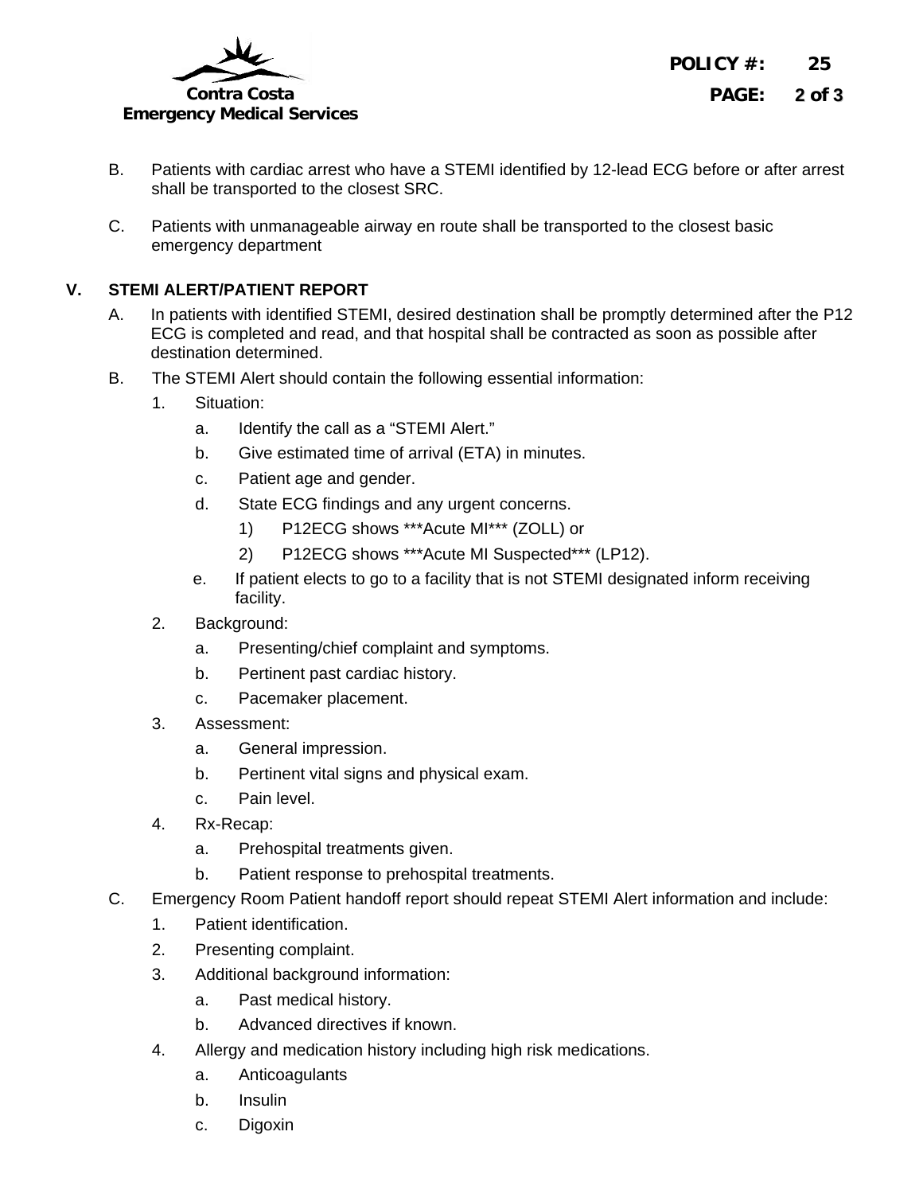B. Patients with cardiac arrest who have a STEMI identified by 12-lead ECG before or after arrest shall be transported to the closest SRC.

C. Patients with unmanageable airway en route shall be transported to the closest basic emergency department

## V. STEMI ALERT/PATIENT REPORT

A. In patients with identified STEMI, desired destination shall be promptly determined after the P12 ECG is completed and read, and that hospital shall be contracted as soon as possible after destination determined.

B. The STEMI Alert should contain the following essential information:

1. Situation:
    a. Identify the call as a “STEMI Alert.”
    b. Give estimated time of arrival (ETA) in minutes.
    c. Patient age and gender.
    d. State ECG findings and any urgent concerns.
        1) P12ECG shows ***Acute MI*** (ZOLL) or
        2) P12ECG shows ***Acute MI Suspected*** (LP12).
    e. If patient elects to go to a facility that is not STEMI designated inform receiving facility.
2. Background:
    a. Presenting/chief complaint and symptoms.
    b. Pertinent past cardiac history.
    c. Pacemaker placement.
3. Assessment:
    a. General impression.
    b. Pertinent vital signs and physical exam.
    c. Pain level.
4. Rx-Recap:
    a. Prehospital treatments given.
    b. Patient response to prehospital treatments.

C. Emergency Room Patient handoff report should repeat STEMI Alert information and include:

1. Patient identification.
2. Presenting complaint.
3. Additional background information:
    a. Past medical history.
    b. Advanced directives if known.
4. Allergy and medication history including high risk medications.
    a. Anticoagulants
    b. Insulin
    c. Digoxin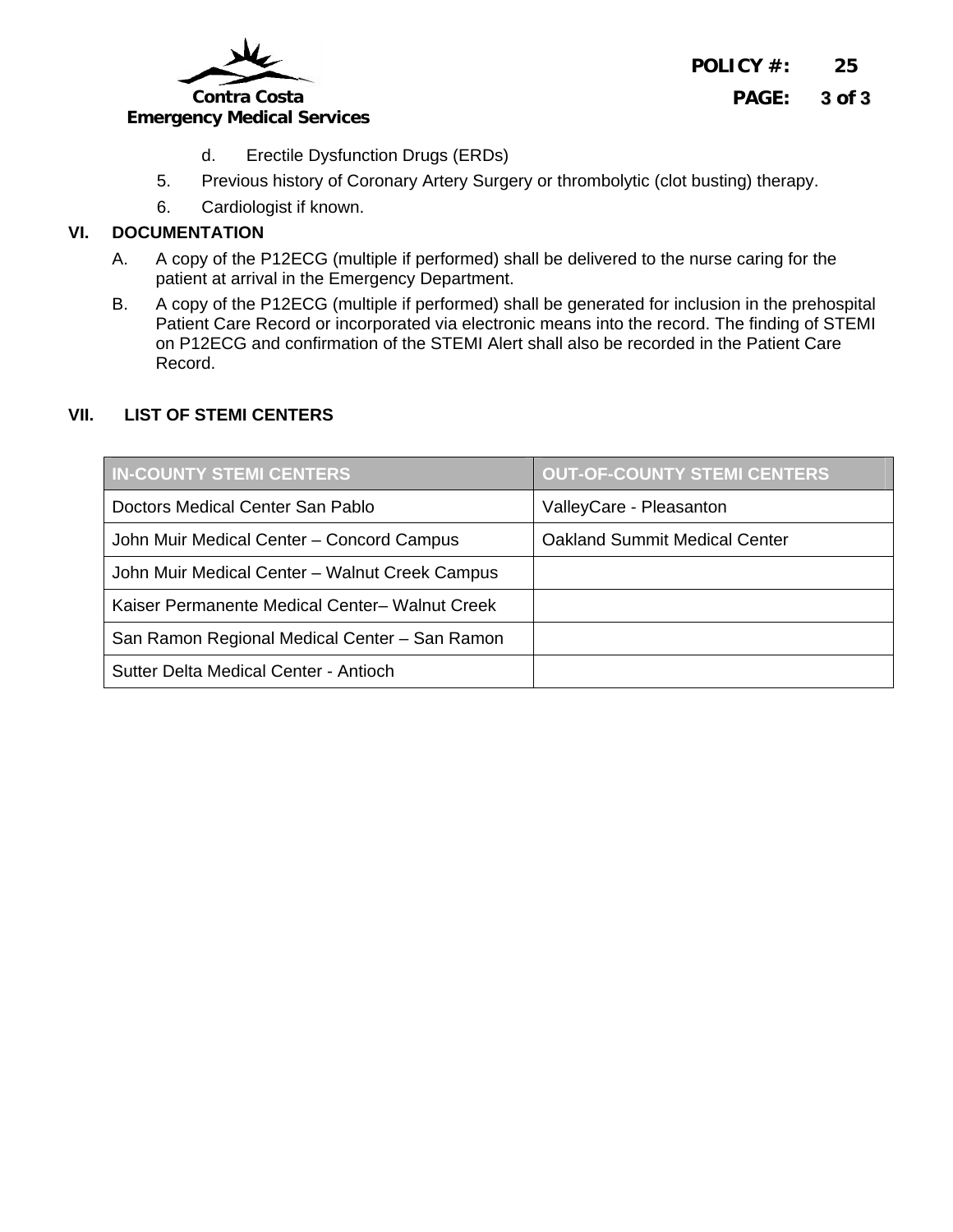d. Erectile Dysfunction Drugs (ERDs)

5. Previous history of Coronary Artery Surgery or thrombolytic (clot busting) therapy.

6. Cardiologist if known.

## VI. DOCUMENTATION

A. A copy of the P12ECG (multiple if performed) shall be delivered to the nurse caring for the patient at arrival in the Emergency Department.

B. A copy of the P12ECG (multiple if performed) shall be generated for inclusion in the prehospital Patient Care Record or incorporated via electronic means into the record. The finding of STEMI on P12ECG and confirmation of the STEMI Alert shall also be recorded in the Patient Care Record.

## VII. LIST OF STEMI CENTERS

| IN-COUNTY STEMI CENTERS | OUT-OF-COUNTY STEMI CENTERS |
|---|---|
| Doctors Medical Center San Pablo | ValleyCare - Pleasanton |
| John Muir Medical Center – Concord Campus | Oakland Summit Medical Center |
| John Muir Medical Center – Walnut Creek Campus | |
| Kaiser Permanente Medical Center– Walnut Creek | |
| San Ramon Regional Medical Center – San Ramon | |
| Sutter Delta Medical Center - Antioch | |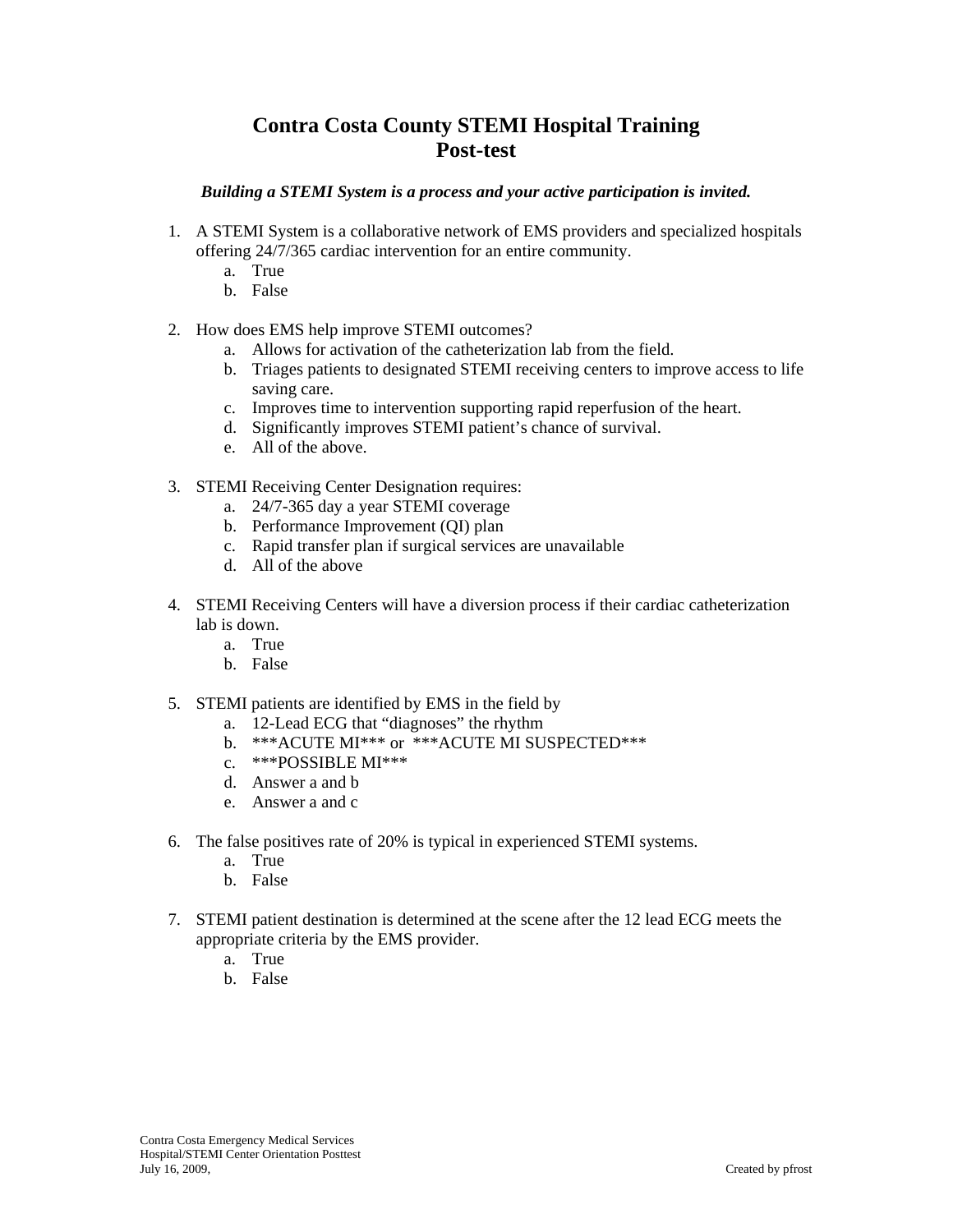# Contra Costa County STEMI Hospital Training
# Post-test

***Building a STEMI System is a process and your active participation is invited.***

1. A STEMI System is a collaborative network of EMS providers and specialized hospitals offering 24/7/365 cardiac intervention for an entire community.
   - a. True
   - b. False

2. How does EMS help improve STEMI outcomes?
   - a. Allows for activation of the catheterization lab from the field.
   - b. Triages patients to designated STEMI receiving centers to improve access to life saving care.
   - c. Improves time to intervention supporting rapid reperfusion of the heart.
   - d. Significantly improves STEMI patient's chance of survival.
   - e. All of the above.

3. STEMI Receiving Center Designation requires:
   - a. 24/7-365 day a year STEMI coverage
   - b. Performance Improvement (QI) plan
   - c. Rapid transfer plan if surgical services are unavailable
   - d. All of the above

4. STEMI Receiving Centers will have a diversion process if their cardiac catheterization lab is down.
   - a. True
   - b. False

5. STEMI patients are identified by EMS in the field by
   - a. 12-Lead ECG that "diagnoses" the rhythm
   - b. ***ACUTE MI*** or ***ACUTE MI SUSPECTED***
   - c. ***POSSIBLE MI***
   - d. Answer a and b
   - e. Answer a and c

6. The false positives rate of 20% is typical in experienced STEMI systems.
   - a. True
   - b. False

7. STEMI patient destination is determined at the scene after the 12 lead ECG meets the appropriate criteria by the EMS provider.
   - a. True
   - b. False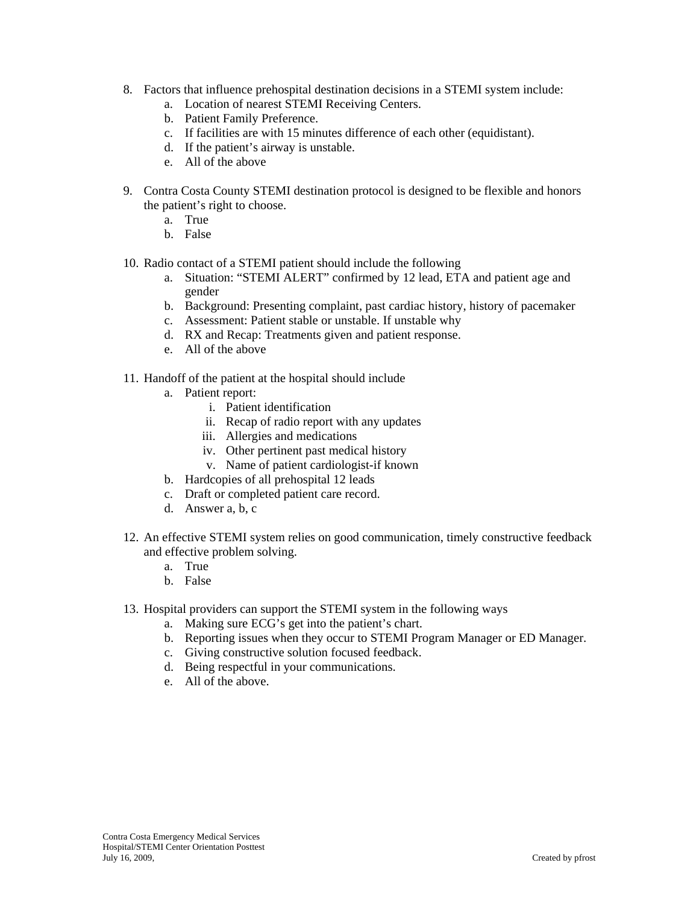8. Factors that influence prehospital destination decisions in a STEMI system include:
   a. Location of nearest STEMI Receiving Centers.
   b. Patient Family Preference.
   c. If facilities are with 15 minutes difference of each other (equidistant).
   d. If the patient's airway is unstable.
   e. All of the above

9. Contra Costa County STEMI destination protocol is designed to be flexible and honors the patient's right to choose.
   a. True
   b. False

10. Radio contact of a STEMI patient should include the following
    a. Situation: "STEMI ALERT" confirmed by 12 lead, ETA and patient age and gender
    b. Background: Presenting complaint, past cardiac history, history of pacemaker
    c. Assessment: Patient stable or unstable. If unstable why
    d. RX and Recap: Treatments given and patient response.
    e. All of the above

11. Handoff of the patient at the hospital should include
    a. Patient report:
       i. Patient identification
       ii. Recap of radio report with any updates
       iii. Allergies and medications
       iv. Other pertinent past medical history
       v. Name of patient cardiologist-if known
    b. Hardcopies of all prehospital 12 leads
    c. Draft or completed patient care record.
    d. Answer a, b, c

12. An effective STEMI system relies on good communication, timely constructive feedback and effective problem solving.
    a. True
    b. False

13. Hospital providers can support the STEMI system in the following ways
    a. Making sure ECG's get into the patient's chart.
    b. Reporting issues when they occur to STEMI Program Manager or ED Manager.
    c. Giving constructive solution focused feedback.
    d. Being respectful in your communications.
    e. All of the above.

Contra Costa Emergency Medical Services
Hospital/STEMI Center Orientation Posttest
July 16, 2009, Created by pfrost